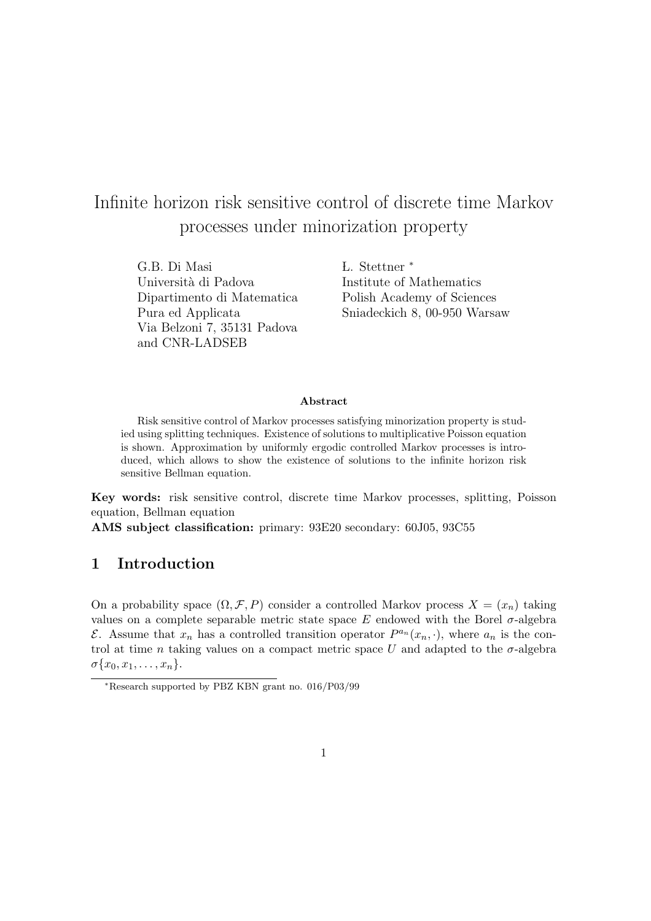# Infinite horizon risk sensitive control of discrete time Markov processes under minorization property

G.B. Di Masi
Università di Padova
Dipartimento di Matematica
Pura ed Applicata
Via Belzoni 7, 35131 Padova
and CNR-LADSEB

Ł. Stettner [*]
Institute of Mathematics
Polish Academy of Sciences
Sniadeckich 8, 00-950 Warsaw

**Abstract**

Risk sensitive control of Markov processes satisfying minorization property is studied using splitting techniques. Existence of solutions to multiplicative Poisson equation is shown. Approximation by uniformly ergodic controlled Markov processes is introduced, which allows to show the existence of solutions to the infinite horizon risk sensitive Bellman equation.

**Key words:** risk sensitive control, discrete time Markov processes, splitting, Poisson equation, Bellman equation

**AMS subject classification:** primary: 93E20 secondary: 60J05, 93C55

## 1 Introduction

On a probability space $(\Omega, \mathcal{F}, P)$ consider a controlled Markov process $X = (x_n)$ taking values on a complete separable metric state space $E$ endowed with the Borel $\sigma$-algebra $\mathcal{E}$. Assume that $x_n$ has a controlled transition operator $P^{a_n}(x_n, \cdot)$, where $a_n$ is the control at time $n$ taking values on a compact metric space $U$ and adapted to the $\sigma$-algebra $\sigma\{x_0, x_1, \ldots, x_n\}$.

[*] Research supported by PBZ KBN grant no. 016/P03/99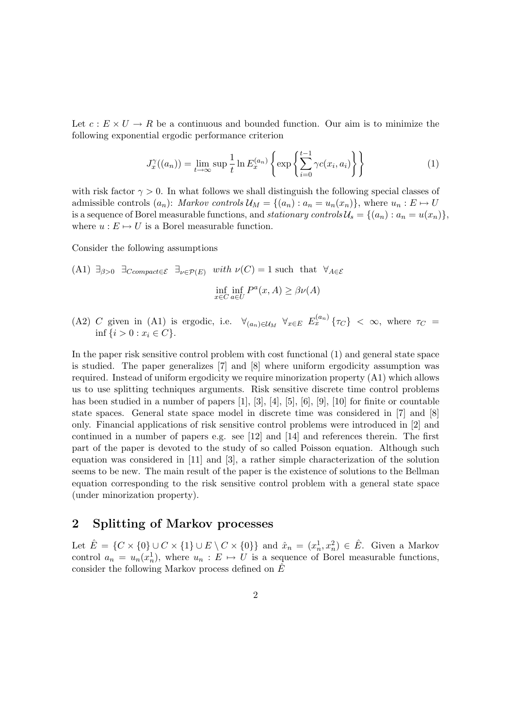Let $c : E \times U \to R$ be a continuous and bounded function. Our aim is to minimize the following exponential ergodic performance criterion

$$J_x^\gamma((a_n)) = \lim_{t\to\infty} \sup \frac{1}{t} \ln E_x^{(a_n)} \left\{ \exp\left\{ \sum_{i=0}^{t-1} \gamma c(x_i, a_i) \right\} \right\} \tag{1}$$

with risk factor $\gamma > 0$. In what follows we shall distinguish the following special classes of admissible controls $(a_n)$: *Markov controls* $\mathcal{U}_M = \{(a_n) : a_n = u_n(x_n)\}$, where $u_n : E \mapsto U$ is a sequence of Borel measurable functions, and *stationary controls* $\mathcal{U}_s = \{(a_n) : a_n = u(x_n)\}$, where $u : E \mapsto U$ is a Borel measurable function.

Consider the following assumptions

(A1) $\exists_{\beta>0}\ \exists_{C compact \in \mathcal{E}}\ \exists_{\nu \in \mathcal{P}(E)}$ *with* $\nu(C) = 1$ such that $\forall_{A\in\mathcal{E}}$

$$\inf_{x\in C} \inf_{a\in U} P^a(x, A) \geq \beta\nu(A)$$

(A2) $C$ given in (A1) is ergodic, i.e. $\forall_{(a_n)\in\mathcal{U}_M}\ \forall_{x\in E}\ E_x^{(a_n)} \{\tau_C\} < \infty$, where $\tau_C = \inf\{i > 0 : x_i \in C\}$.

In the paper risk sensitive control problem with cost functional (1) and general state space is studied. The paper generalizes [7] and [8] where uniform ergodicity assumption was required. Instead of uniform ergodicity we require minorization property (A1) which allows us to use splitting techniques arguments. Risk sensitive discrete time control problems has been studied in a number of papers [1], [3], [4], [5], [6], [9], [10] for finite or countable state spaces. General state space model in discrete time was considered in [7] and [8] only. Financial applications of risk sensitive control problems were introduced in [2] and continued in a number of papers e.g. see [12] and [14] and references therein. The first part of the paper is devoted to the study of so called Poisson equation. Although such equation was considered in [11] and [3], a rather simple characterization of the solution seems to be new. The main result of the paper is the existence of solutions to the Bellman equation corresponding to the risk sensitive control problem with a general state space (under minorization property).

## 2 Splitting of Markov processes

Let $\hat{E} = \{C \times \{0\} \cup C \times \{1\} \cup E \setminus C \times \{0\}\}$ and $\hat{x}_n = (x_n^1, x_n^2) \in \hat{E}$. Given a Markov control $a_n = u_n(x_n^1)$, where $u_n : E \mapsto U$ is a sequence of Borel measurable functions, consider the following Markov process defined on $\hat{E}$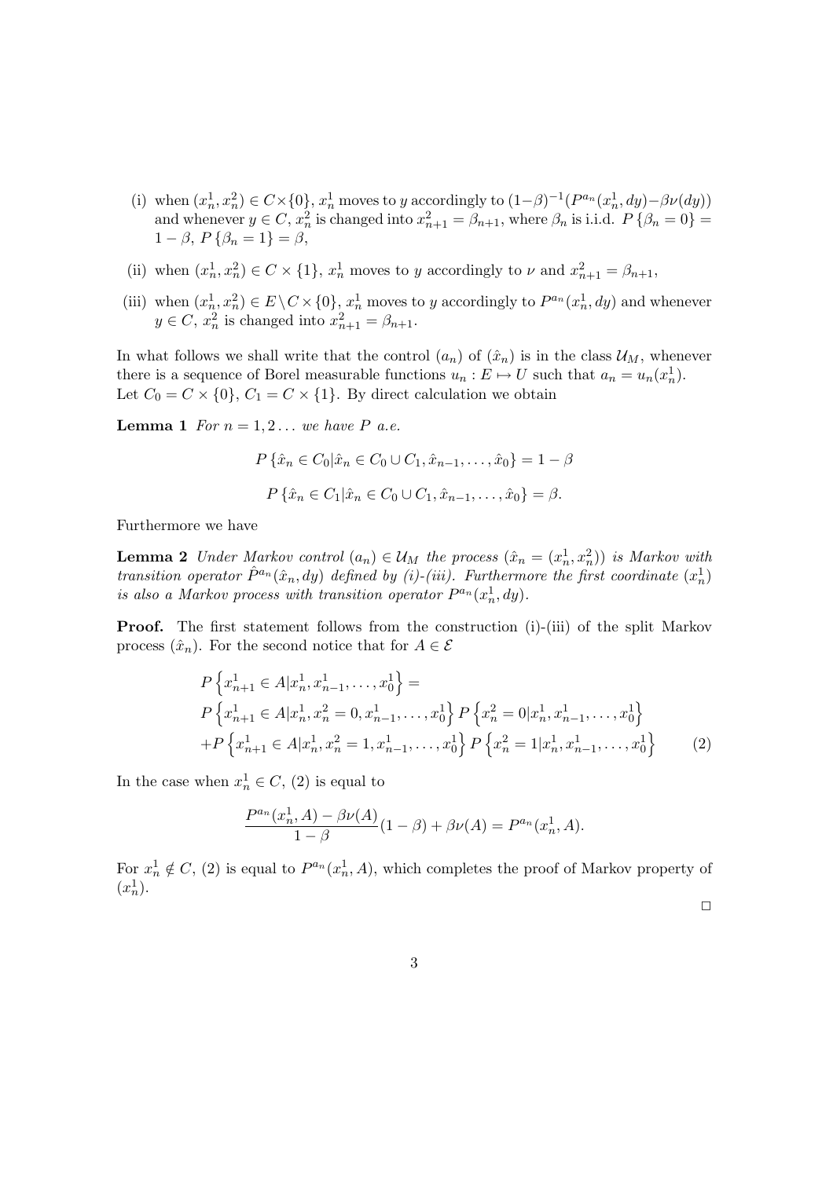(i) when $(x_n^1, x_n^2) \in C \times \{0\}$, $x_n^1$ moves to $y$ accordingly to $(1-\beta)^{-1}(P^{a_n}(x_n^1, dy) - \beta\nu(dy))$ and whenever $y \in C$, $x_n^2$ is changed into $x_{n+1}^2 = \beta_{n+1}$, where $\beta_n$ is i.i.d. $P\{\beta_n = 0\} = 1-\beta$, $P\{\beta_n = 1\} = \beta$,

(ii) when $(x_n^1, x_n^2) \in C \times \{1\}$, $x_n^1$ moves to $y$ accordingly to $\nu$ and $x_{n+1}^2 = \beta_{n+1}$,

(iii) when $(x_n^1, x_n^2) \in E \setminus C \times \{0\}$, $x_n^1$ moves to $y$ accordingly to $P^{a_n}(x_n^1, dy)$ and whenever $y \in C$, $x_n^2$ is changed into $x_{n+1}^2 = \beta_{n+1}$.

In what follows we shall write that the control $(a_n)$ of $(\hat{x}_n)$ is in the class $\mathcal{U}_M$, whenever there is a sequence of Borel measurable functions $u_n : E \mapsto U$ such that $a_n = u_n(x_n^1)$. Let $C_0 = C \times \{0\}$, $C_1 = C \times \{1\}$. By direct calculation we obtain

**Lemma 1** *For $n = 1, 2 \ldots$ we have $P$ a.e.*

$$P\{\hat{x}_n \in C_0 | \hat{x}_n \in C_0 \cup C_1, \hat{x}_{n-1}, \ldots, \hat{x}_0\} = 1 - \beta$$

$$P\{\hat{x}_n \in C_1 | \hat{x}_n \in C_0 \cup C_1, \hat{x}_{n-1}, \ldots, \hat{x}_0\} = \beta.$$

Furthermore we have

**Lemma 2** *Under Markov control $(a_n) \in \mathcal{U}_M$ the process $(\hat{x}_n = (x_n^1, x_n^2))$ is Markov with transition operator $\hat{P}^{a_n}(\hat{x}_n, dy)$ defined by (i)-(iii). Furthermore the first coordinate $(x_n^1)$ is also a Markov process with transition operator $P^{a_n}(x_n^1, dy)$.*

**Proof.** The first statement follows from the construction (i)-(iii) of the split Markov process $(\hat{x}_n)$. For the second notice that for $A \in \mathcal{E}$

$$\begin{aligned}
&P\left\{x_{n+1}^1 \in A | x_n^1, x_{n-1}^1, \ldots, x_0^1\right\} = \\
&P\left\{x_{n+1}^1 \in A | x_n^1, x_n^2 = 0, x_{n-1}^1, \ldots, x_0^1\right\} P\left\{x_n^2 = 0 | x_n^1, x_{n-1}^1, \ldots, x_0^1\right\} \\
&+ P\left\{x_{n+1}^1 \in A | x_n^1, x_n^2 = 1, x_{n-1}^1, \ldots, x_0^1\right\} P\left\{x_n^2 = 1 | x_n^1, x_{n-1}^1, \ldots, x_0^1\right\} \qquad (2)
\end{aligned}$$

In the case when $x_n^1 \in C$, (2) is equal to

$$\frac{P^{a_n}(x_n^1, A) - \beta\nu(A)}{1-\beta}(1-\beta) + \beta\nu(A) = P^{a_n}(x_n^1, A).$$

For $x_n^1 \notin C$, (2) is equal to $P^{a_n}(x_n^1, A)$, which completes the proof of Markov property of $(x_n^1)$.

□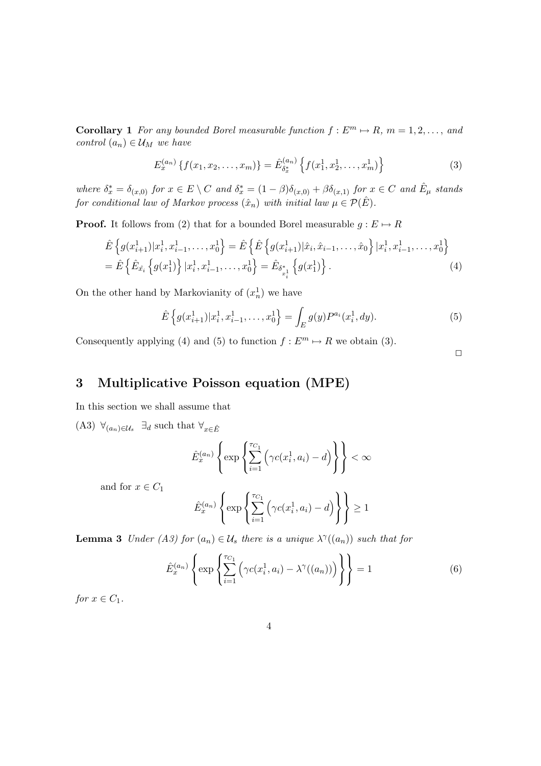**Corollary 1** *For any bounded Borel measurable function $f : E^m \mapsto R$, $m = 1, 2, \ldots,$ and control $(a_n) \in \mathcal{U}_M$ we have*

$$E_x^{(a_n)} \{f(x_1, x_2, \ldots, x_m)\} = \hat{E}_{\delta_x^*}^{(a_n)} \left\{ f(x_1^1, x_2^1, \ldots, x_m^1) \right\} \tag{3}$$

*where $\delta_x^* = \delta_{(x,0)}$ for $x \in E \setminus C$ and $\delta_x^* = (1-\beta)\delta_{(x,0)} + \beta\delta_{(x,1)}$ for $x \in C$ and $\hat{E}_\mu$ stands for conditional law of Markov process $(\hat{x}_n)$ with initial law $\mu \in \mathcal{P}(\hat{E})$.*

**Proof.** It follows from (2) that for a bounded Borel measurable $g : E \mapsto R$

$$\begin{aligned}
&\hat{E}\left\{ g(x_{i+1}^1) | x_i^1, x_{i-1}^1, \ldots, x_0^1 \right\} = \hat{E}\left\{ \hat{E}\left\{ g(x_{i+1}^1) | \hat{x}_i, \hat{x}_{i-1}, \ldots, \hat{x}_0 \right\} | x_i^1, x_{i-1}^1, \ldots, x_0^1 \right\} \\
&= \hat{E}\left\{ \hat{E}_{\hat{x}_i}\left\{ g(x_1^1) \right\} | x_i^1, x_{i-1}^1, \ldots, x_0^1 \right\} = \hat{E}_{\delta_{x_i^1}^*}\left\{ g(x_1^1) \right\}.
\end{aligned} \tag{4}$$

On the other hand by Markovianity of $(x_n^1)$ we have

$$\hat{E}\left\{ g(x_{i+1}^1) | x_i^1, x_{i-1}^1, \ldots, x_0^1 \right\} = \int_E g(y) P^{a_i}(x_i^1, dy). \tag{5}$$

Consequently applying (4) and (5) to function $f : E^m \mapsto R$ we obtain (3).

□

## 3 Multiplicative Poisson equation (MPE)

In this section we shall assume that

(A3) $\forall_{(a_n) \in \mathcal{U}_s} \;\; \exists_d$ such that $\forall_{x \in \hat{E}}$

$$\hat{E}_x^{(a_n)} \left\{ \exp\left\{ \sum_{i=1}^{\tau_{C_1}} \left( \gamma c(x_i^1, a_i) - d \right) \right\} \right\} < \infty$$

and for $x \in C_1$

$$\hat{E}_x^{(a_n)} \left\{ \exp\left\{ \sum_{i=1}^{\tau_{C_1}} \left( \gamma c(x_i^1, a_i) - d \right) \right\} \right\} \geq 1$$

**Lemma 3** *Under (A3) for $(a_n) \in \mathcal{U}_s$ there is a unique $\lambda^\gamma((a_n))$ such that for*

$$\hat{E}_x^{(a_n)} \left\{ \exp\left\{ \sum_{i=1}^{\tau_{C_1}} \left( \gamma c(x_i^1, a_i) - \lambda^\gamma((a_n)) \right) \right\} \right\} = 1 \tag{6}$$

*for $x \in C_1$.*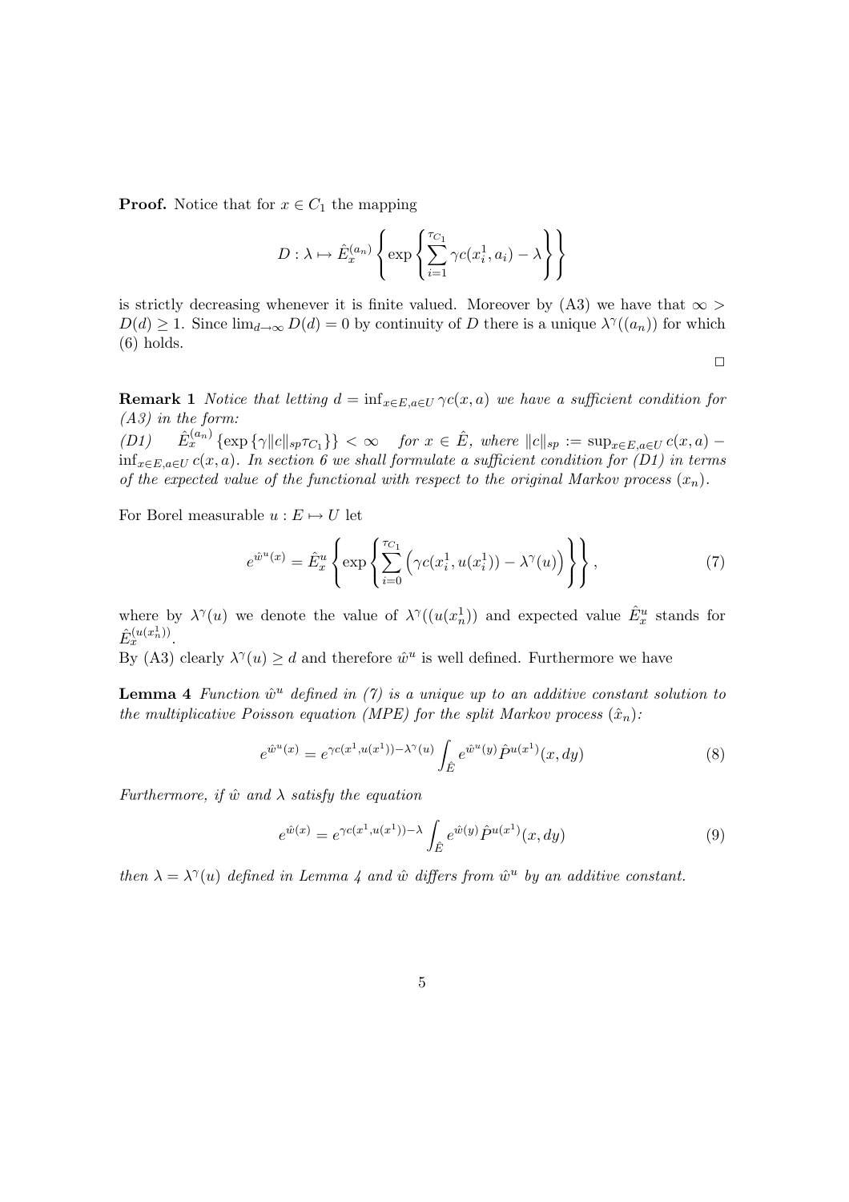**Proof.** Notice that for $x \in C_1$ the mapping

$$D : \lambda \mapsto \hat{E}_x^{(a_n)} \left\{ \exp \left\{ \sum_{i=1}^{\tau_{C_1}} \gamma c(x_i^1, a_i) - \lambda \right\} \right\}$$

is strictly decreasing whenever it is finite valued. Moreover by (A3) we have that $\infty > D(d) \geq 1$. Since $\lim_{d \to \infty} D(d) = 0$ by continuity of $D$ there is a unique $\lambda^\gamma((a_n))$ for which (6) holds.

$\square$

**Remark 1** *Notice that letting $d = \inf_{x \in E, a \in U} \gamma c(x, a)$ we have a sufficient condition for (A3) in the form:*
*(D1)* $\quad \hat{E}_x^{(a_n)} \{\exp\{\gamma \|c\|_{sp} \tau_{C_1}\}\} < \infty \quad$ *for $x \in \hat{E}$, where $\|c\|_{sp} := \sup_{x \in E, a \in U} c(x, a) - \inf_{x \in E, a \in U} c(x, a)$. In section 6 we shall formulate a sufficient condition for (D1) in terms of the expected value of the functional with respect to the original Markov process $(x_n)$.*

For Borel measurable $u : E \mapsto U$ let

$$e^{\hat{w}^u(x)} = \hat{E}_x^u \left\{ \exp \left\{ \sum_{i=0}^{\tau_{C_1}} \left( \gamma c(x_i^1, u(x_i^1)) - \lambda^\gamma(u) \right) \right\} \right\}, \tag{7}$$

where by $\lambda^\gamma(u)$ we denote the value of $\lambda^\gamma((u(x_n^1))$ and expected value $\hat{E}_x^u$ stands for $\hat{E}_x^{(u(x_n^1))}$.
By (A3) clearly $\lambda^\gamma(u) \geq d$ and therefore $\hat{w}^u$ is well defined. Furthermore we have

**Lemma 4** *Function $\hat{w}^u$ defined in (7) is a unique up to an additive constant solution to the multiplicative Poisson equation (MPE) for the split Markov process $(\hat{x}_n)$:*

$$e^{\hat{w}^u(x)} = e^{\gamma c(x^1, u(x^1)) - \lambda^\gamma(u)} \int_{\hat{E}} e^{\hat{w}^u(y)} \hat{P}^{u(x^1)}(x, dy) \tag{8}$$

*Furthermore, if $\hat{w}$ and $\lambda$ satisfy the equation*

$$e^{\hat{w}(x)} = e^{\gamma c(x^1, u(x^1)) - \lambda} \int_{\hat{E}} e^{\hat{w}(y)} \hat{P}^{u(x^1)}(x, dy) \tag{9}$$

*then $\lambda = \lambda^\gamma(u)$ defined in Lemma 4 and $\hat{w}$ differs from $\hat{w}^u$ by an additive constant.*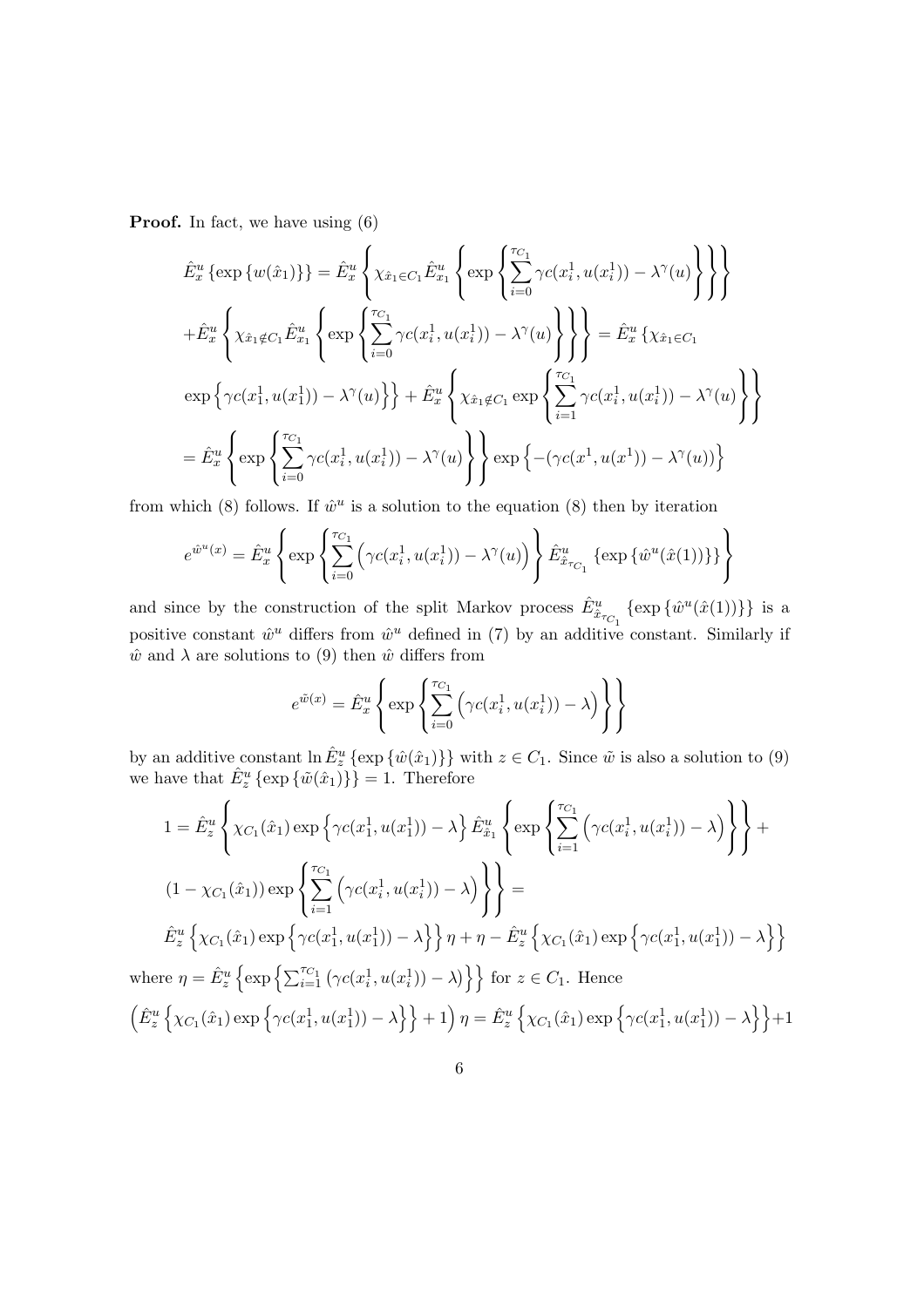**Proof.** In fact, we have using (6)

$$
\hat{E}_x^u\left\{\exp\left\{w(\hat{x}_1)\right\}\right\} = \hat{E}_x^u\left\{\chi_{\hat{x}_1\in C_1}\hat{E}_{x_1}^u\left\{\exp\left\{\sum_{i=0}^{\tau_{C_1}}\gamma c(x_i^1,u(x_i^1)) - \lambda^\gamma(u)\right\}\right\}\right\}
$$

$$
+\hat{E}_x^u\left\{\chi_{\hat{x}_1\notin C_1}\hat{E}_{x_1}^u\left\{\exp\left\{\sum_{i=0}^{\tau_{C_1}}\gamma c(x_i^1,u(x_i^1)) - \lambda^\gamma(u)\right\}\right\}\right\} = \hat{E}_x^u\left\{\chi_{\hat{x}_1\in C_1}\right.
$$

$$
\left.\exp\left\{\gamma c(x_1^1,u(x_1^1)) - \lambda^\gamma(u)\right\}\right\} + \hat{E}_x^u\left\{\chi_{\hat{x}_1\notin C_1}\exp\left\{\sum_{i=1}^{\tau_{C_1}}\gamma c(x_i^1,u(x_i^1)) - \lambda^\gamma(u)\right\}\right\}
$$

$$
= \hat{E}_x^u\left\{\exp\left\{\sum_{i=0}^{\tau_{C_1}}\gamma c(x_i^1,u(x_i^1)) - \lambda^\gamma(u)\right\}\right\}\exp\left\{-(\gamma c(x^1,u(x^1)) - \lambda^\gamma(u))\right\}
$$

from which (8) follows. If $\hat{w}^u$ is a solution to the equation (8) then by iteration

$$
e^{\hat{w}^u(x)} = \hat{E}_x^u\left\{\exp\left\{\sum_{i=0}^{\tau_{C_1}}\left(\gamma c(x_i^1,u(x_i^1)) - \lambda^\gamma(u)\right)\right\}\hat{E}_{\hat{x}_{\tau_{C_1}}}^u\left\{\exp\left\{\hat{w}^u(\hat{x}(1))\right\}\right\}\right\}
$$

and since by the construction of the split Markov process $\hat{E}_{\hat{x}_{\tau_{C_1}}}^u\left\{\exp\left\{\hat{w}^u(\hat{x}(1))\right\}\right\}$ is a positive constant $\hat{w}^u$ differs from $\hat{w}^u$ defined in (7) by an additive constant. Similarly if $\hat{w}$ and $\lambda$ are solutions to (9) then $\hat{w}$ differs from

$$
e^{\tilde{w}(x)} = \hat{E}_x^u\left\{\exp\left\{\sum_{i=0}^{\tau_{C_1}}\left(\gamma c(x_i^1,u(x_i^1)) - \lambda\right)\right\}\right\}
$$

by an additive constant $\ln\hat{E}_z^u\left\{\exp\left\{\hat{w}(\hat{x}_1)\right\}\right\}$ with $z\in C_1$. Since $\tilde{w}$ is also a solution to (9) we have that $\hat{E}_z^u\left\{\exp\left\{\tilde{w}(\hat{x}_1)\right\}\right\} = 1$. Therefore

$$
1 = \hat{E}_z^u\left\{\chi_{C_1}(\hat{x}_1)\exp\left\{\gamma c(x_1^1,u(x_1^1)) - \lambda\right\}\hat{E}_{\hat{x}_1}^u\left\{\exp\left\{\sum_{i=1}^{\tau_{C_1}}\left(\gamma c(x_i^1,u(x_i^1)) - \lambda\right)\right\}\right\}+\right.
$$

$$
\left.(1-\chi_{C_1}(\hat{x}_1))\exp\left\{\sum_{i=1}^{\tau_{C_1}}\left(\gamma c(x_i^1,u(x_i^1)) - \lambda\right)\right\}\right\} =
$$

$$
\hat{E}_z^u\left\{\chi_{C_1}(\hat{x}_1)\exp\left\{\gamma c(x_1^1,u(x_1^1)) - \lambda\right\}\right\}\eta + \eta - \hat{E}_z^u\left\{\chi_{C_1}(\hat{x}_1)\exp\left\{\gamma c(x_1^1,u(x_1^1)) - \lambda\right\}\right\}
$$

where $\eta = \hat{E}_z^u\left\{\exp\left\{\sum_{i=1}^{\tau_{C_1}}\left(\gamma c(x_i^1,u(x_i^1)) - \lambda\right)\right\}\right\}$ for $z\in C_1$. Hence

$$
\left(\hat{E}_z^u\left\{\chi_{C_1}(\hat{x}_1)\exp\left\{\gamma c(x_1^1,u(x_1^1)) - \lambda\right\}\right\} + 1\right)\eta = \hat{E}_z^u\left\{\chi_{C_1}(\hat{x}_1)\exp\left\{\gamma c(x_1^1,u(x_1^1)) - \lambda\right\}\right\}+1
$$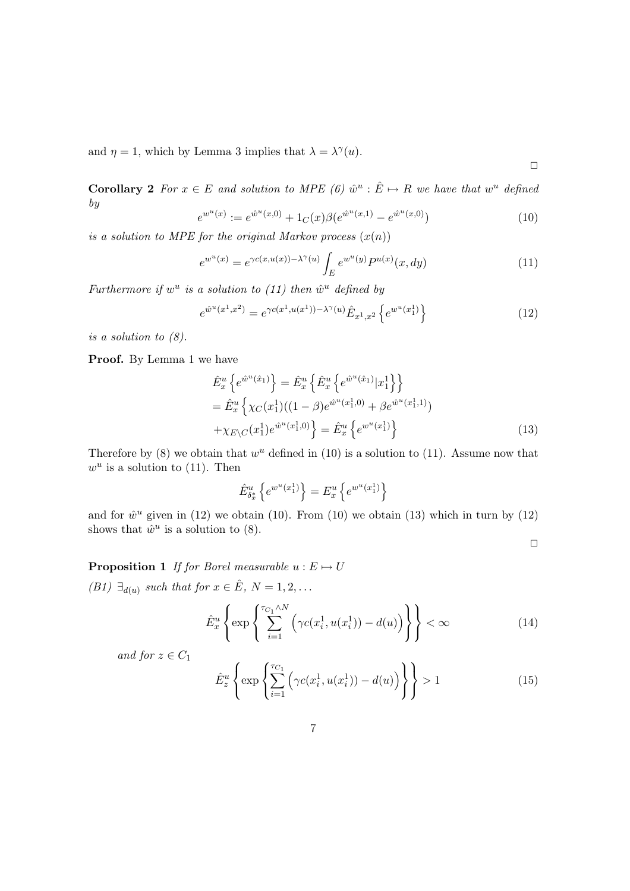and $\eta = 1$, which by Lemma 3 implies that $\lambda = \lambda^\gamma(u)$.

$\square$

**Corollary 2** *For $x \in E$ and solution to MPE (6) $\hat{w}^u : \hat{E} \mapsto R$ we have that $w^u$ defined by*

$$e^{w^u(x)} := e^{\hat{w}^u(x,0)} + 1_C(x)\beta(e^{\hat{w}^u(x,1)} - e^{\hat{w}^u(x,0)}) \tag{10}$$

*is a solution to MPE for the original Markov process $(x(n))$*

$$e^{w^u(x)} = e^{\gamma c(x,u(x)) - \lambda^\gamma(u)} \int_E e^{w^u(y)} P^{u(x)}(x, dy) \tag{11}$$

*Furthermore if $w^u$ is a solution to (11) then $\hat{w}^u$ defined by*

$$e^{\hat{w}^u(x^1,x^2)} = e^{\gamma c(x^1,u(x^1)) - \lambda^\gamma(u)} \hat{E}_{x^1,x^2}\left\{e^{w^u(x_1^1)}\right\} \tag{12}$$

*is a solution to (8).*

**Proof.** By Lemma 1 we have

$$\begin{aligned}
\hat{E}_x^u\left\{e^{\hat{w}^u(\hat{x}_1)}\right\} &= \hat{E}_x^u\left\{\hat{E}_x^u\left\{e^{\hat{w}^u(\hat{x}_1)}|x_1^1\right\}\right\} \\
&= \hat{E}_x^u\left\{\chi_C(x_1^1)((1-\beta)e^{\hat{w}^u(x_1^1,0)} + \beta e^{\hat{w}^u(x_1^1,1)}) \right. \\
&\left. + \chi_{E\setminus C}(x_1^1)e^{\hat{w}^u(x_1^1,0)}\right\} = \hat{E}_x^u\left\{e^{w^u(x_1^1)}\right\}
\end{aligned} \tag{13}$$

Therefore by (8) we obtain that $w^u$ defined in (10) is a solution to (11). Assume now that $w^u$ is a solution to (11). Then

$$\hat{E}_{\delta_x^*}^u\left\{e^{w^u(x_1^1)}\right\} = E_x^u\left\{e^{w^u(x_1^1)}\right\}$$

and for $\hat{w}^u$ given in (12) we obtain (10). From (10) we obtain (13) which in turn by (12) shows that $\hat{w}^u$ is a solution to (8).

$\square$

**Proposition 1** *If for Borel measurable $u : E \mapsto U$*

*(B1) $\exists_{d(u)}$ such that for $x \in \hat{E}$, $N = 1, 2, \ldots$*

$$\hat{E}_x^u\left\{\exp\left\{\sum_{i=1}^{\tau_{C_1}\wedge N}\left(\gamma c(x_i^1, u(x_i^1)) - d(u)\right)\right\}\right\} < \infty \tag{14}$$

*and for $z \in C_1$*

$$\hat{E}_z^u\left\{\exp\left\{\sum_{i=1}^{\tau_{C_1}}\left(\gamma c(x_i^1, u(x_i^1)) - d(u)\right)\right\}\right\} > 1 \tag{15}$$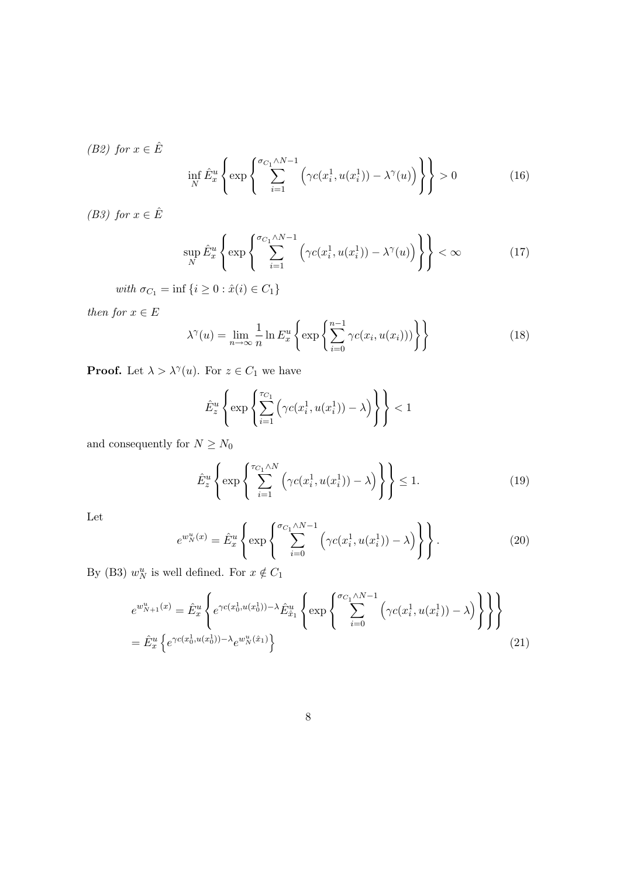*(B2) for $x \in \hat{E}$*

$$\inf_N \hat{E}_x^u \left\{ \exp\left\{ \sum_{i=1}^{\sigma_{C_1} \wedge N-1} \left( \gamma c(x_i^1, u(x_i^1)) - \lambda^\gamma(u) \right) \right\} \right\} > 0 \tag{16}$$

*(B3) for $x \in \hat{E}$*

$$\sup_N \hat{E}_x^u \left\{ \exp\left\{ \sum_{i=1}^{\sigma_{C_1} \wedge N-1} \left( \gamma c(x_i^1, u(x_i^1)) - \lambda^\gamma(u) \right) \right\} \right\} < \infty \tag{17}$$

*with $\sigma_{C_1} = \inf \{i \geq 0 : \hat{x}(i) \in C_1\}$*

*then for $x \in E$*

$$\lambda^\gamma(u) = \lim_{n \to \infty} \frac{1}{n} \ln E_x^u \left\{ \exp\left\{ \sum_{i=0}^{n-1} \gamma c(x_i, u(x_i)) \right\} \right\} \tag{18}$$

**Proof.** Let $\lambda > \lambda^\gamma(u)$. For $z \in C_1$ we have

$$\hat{E}_z^u \left\{ \exp\left\{ \sum_{i=1}^{\tau_{C_1}} \left( \gamma c(x_i^1, u(x_i^1)) - \lambda \right) \right\} \right\} < 1$$

and consequently for $N \geq N_0$

$$\hat{E}_z^u \left\{ \exp\left\{ \sum_{i=1}^{\tau_{C_1} \wedge N} \left( \gamma c(x_i^1, u(x_i^1)) - \lambda \right) \right\} \right\} \leq 1. \tag{19}$$

Let

$$e^{w_N^u(x)} = \hat{E}_x^u \left\{ \exp\left\{ \sum_{i=0}^{\sigma_{C_1} \wedge N-1} \left( \gamma c(x_i^1, u(x_i^1)) - \lambda \right) \right\} \right\}. \tag{20}$$

By (B3) $w_N^u$ is well defined. For $x \notin C_1$

$$\begin{aligned} e^{w_{N+1}^u(x)} &= \hat{E}_x^u \left\{ e^{\gamma c(x_0^1, u(x_0^1)) - \lambda} \hat{E}_{\hat{x}_1}^u \left\{ \exp\left\{ \sum_{i=0}^{\sigma_{C_1} \wedge N-1} \left( \gamma c(x_i^1, u(x_i^1)) - \lambda \right) \right\} \right\} \right\} \\ &= \hat{E}_x^u \left\{ e^{\gamma c(x_0^1, u(x_0^1)) - \lambda} e^{w_N^u(\hat{x}_1)} \right\} \end{aligned} \tag{21}$$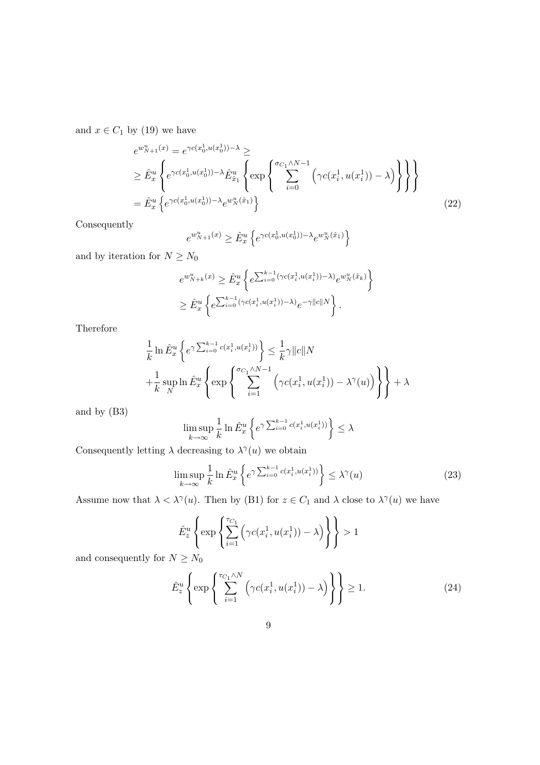and $x \in C_1$ by (19) we have

$$
\begin{aligned}
& e^{w^u_{N+1}(x)} = e^{\gamma c(x^1_0, u(x^1_0)) - \lambda} \geq \\
& \geq \hat{E}^u_x \left\{ e^{\gamma c(x^1_0, u(x^1_0)) - \lambda} \hat{E}^u_{\hat{x}_1} \left\{ \exp \left\{ \sum_{i=0}^{\sigma_{C_1} \wedge N-1} \left( \gamma c(x^1_i, u(x^1_i)) - \lambda \right) \right\} \right\} \right\} \\
& = \hat{E}^u_x \left\{ e^{\gamma c(x^1_0, u(x^1_0)) - \lambda} e^{w^u_N(\hat{x}_1)} \right\}
\end{aligned} \tag{22}
$$

Consequently

$$
e^{w^u_{N+1}(x)} \geq \hat{E}^u_x \left\{ e^{\gamma c(x^1_0, u(x^1_0)) - \lambda} e^{w^u_N(\hat{x}_1)} \right\}
$$

and by iteration for $N \geq N_0$

$$
\begin{aligned}
& e^{w^u_{N+k}(x)} \geq \hat{E}^u_x \left\{ e^{\sum_{i=0}^{k-1} (\gamma c(x^1_i, u(x^1_i)) - \lambda)} e^{w^u_N(\hat{x}_k)} \right\} \\
& \geq \hat{E}^u_x \left\{ e^{\sum_{i=0}^{k-1} (\gamma c(x^1_i, u(x^1_i)) - \lambda)} e^{-\gamma \|c\| N} \right\}.
\end{aligned}
$$

Therefore

$$
\begin{aligned}
& \frac{1}{k} \ln \hat{E}^u_x \left\{ e^{\gamma \sum_{i=0}^{k-1} c(x^1_i, u(x^1_i))} \right\} \leq \frac{1}{k} \gamma \|c\| N \\
& + \frac{1}{k} \sup_N \ln \hat{E}^u_x \left\{ \exp \left\{ \sum_{i=1}^{\sigma_{C_1} \wedge N-1} \left( \gamma c(x^1_i, u(x^1_i)) - \lambda^\gamma(u) \right) \right\} \right\} + \lambda
\end{aligned}
$$

and by (B3)

$$
\limsup_{k \to \infty} \frac{1}{k} \ln \hat{E}^u_x \left\{ e^{\gamma \sum_{i=0}^{k-1} c(x^1_i, u(x^1_i))} \right\} \leq \lambda
$$

Consequently letting $\lambda$ decreasing to $\lambda^\gamma(u)$ we obtain

$$
\limsup_{k \to \infty} \frac{1}{k} \ln \hat{E}^u_x \left\{ e^{\gamma \sum_{i=0}^{k-1} c(x^1_i, u(x^1_i))} \right\} \leq \lambda^\gamma(u) \tag{23}
$$

Assume now that $\lambda < \lambda^\gamma(u)$. Then by (B1) for $z \in C_1$ and $\lambda$ close to $\lambda^\gamma(u)$ we have

$$
\hat{E}^u_z \left\{ \exp \left\{ \sum_{i=1}^{\tau_{C_1}} \left( \gamma c(x^1_i, u(x^1_i)) - \lambda \right) \right\} \right\} > 1
$$

and consequently for $N \geq N_0$

$$
\hat{E}^u_z \left\{ \exp \left\{ \sum_{i=1}^{\tau_{C_1} \wedge N} \left( \gamma c(x^1_i, u(x^1_i)) - \lambda \right) \right\} \right\} \geq 1. \tag{24}
$$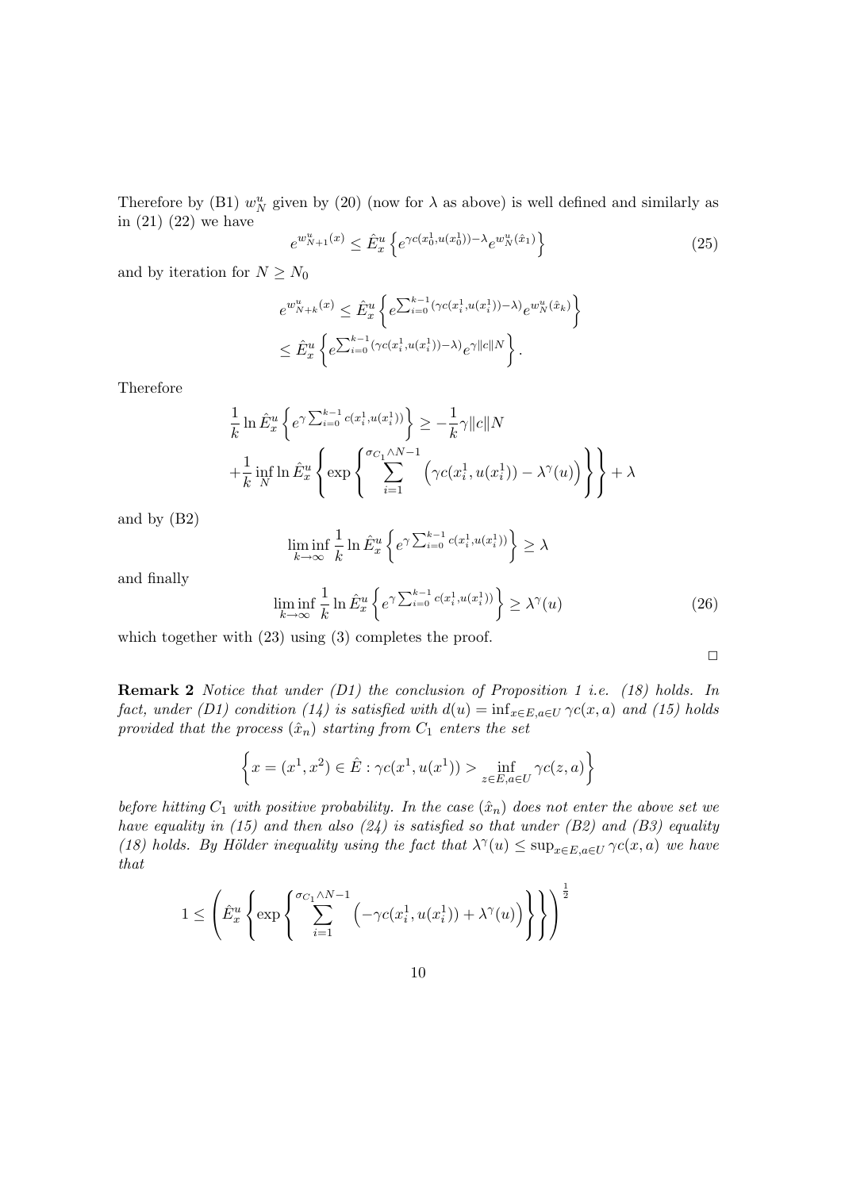Therefore by (B1) $w_N^u$ given by (20) (now for $\lambda$ as above) is well defined and similarly as in (21) (22) we have

$$e^{w_{N+1}^u(x)} \leq \hat{E}_x^u \left\{ e^{\gamma c(x_0^1, u(x_0^1)) - \lambda} e^{w_N^u(\hat{x}_1)} \right\} \tag{25}$$

and by iteration for $N \geq N_0$

$$e^{w_{N+k}^u(x)} \leq \hat{E}_x^u \left\{ e^{\sum_{i=0}^{k-1}(\gamma c(x_i^1, u(x_i^1)) - \lambda)} e^{w_N^u(\hat{x}_k)} \right\}$$
$$\leq \hat{E}_x^u \left\{ e^{\sum_{i=0}^{k-1}(\gamma c(x_i^1, u(x_i^1)) - \lambda)} e^{\gamma \|c\| N} \right\}.$$

Therefore

$$\frac{1}{k} \ln \hat{E}_x^u \left\{ e^{\gamma \sum_{i=0}^{k-1} c(x_i^1, u(x_i^1))} \right\} \geq -\frac{1}{k} \gamma \|c\| N$$
$$+ \frac{1}{k} \inf_N \ln \hat{E}_x^u \left\{ \exp \left\{ \sum_{i=1}^{\sigma_{C_1} \wedge N - 1} \left( \gamma c(x_i^1, u(x_i^1)) - \lambda^\gamma(u) \right) \right\} \right\} + \lambda$$

and by (B2)

$$\liminf_{k \to \infty} \frac{1}{k} \ln \hat{E}_x^u \left\{ e^{\gamma \sum_{i=0}^{k-1} c(x_i^1, u(x_i^1))} \right\} \geq \lambda$$

and finally

$$\liminf_{k \to \infty} \frac{1}{k} \ln \hat{E}_x^u \left\{ e^{\gamma \sum_{i=0}^{k-1} c(x_i^1, u(x_i^1))} \right\} \geq \lambda^\gamma(u) \tag{26}$$

which together with (23) using (3) completes the proof.

□

**Remark 2** *Notice that under (D1) the conclusion of Proposition 1 i.e. (18) holds. In fact, under (D1) condition (14) is satisfied with $d(u) = \inf_{x \in E, a \in U} \gamma c(x, a)$ and (15) holds provided that the process $(\hat{x}_n)$ starting from $C_1$ enters the set*

$$\left\{ x = (x^1, x^2) \in \hat{E} : \gamma c(x^1, u(x^1)) > \inf_{z \in E, a \in U} \gamma c(z, a) \right\}$$

*before hitting $C_1$ with positive probability. In the case $(\hat{x}_n)$ does not enter the above set we have equality in (15) and then also (24) is satisfied so that under (B2) and (B3) equality (18) holds. By Hölder inequality using the fact that $\lambda^\gamma(u) \leq \sup_{x \in E, a \in U} \gamma c(x, a)$ we have that*

$$1 \leq \left( \hat{E}_x^u \left\{ \exp \left\{ \sum_{i=1}^{\sigma_{C_1} \wedge N - 1} \left( -\gamma c(x_i^1, u(x_i^1)) + \lambda^\gamma(u) \right) \right\} \right\} \right)^{\frac{1}{2}}$$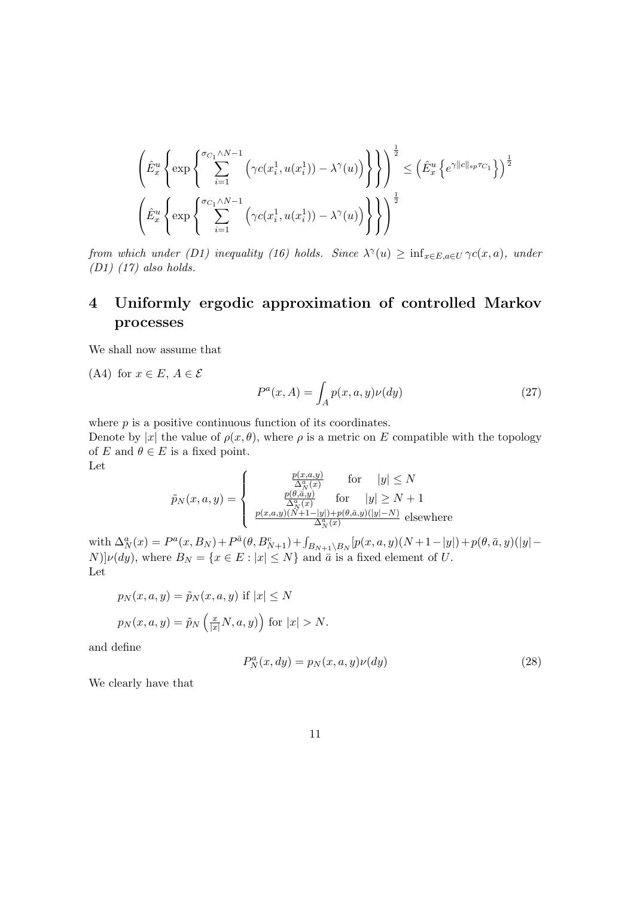$$
\left(\hat{E}_x^u\left\{\exp\left\{\sum_{i=1}^{\sigma_{C_1}\wedge N-1}\left(\gamma c(x_i^1,u(x_i^1))-\lambda^\gamma(u)\right)\right\}\right\}\right)^{\frac{1}{2}} \leq \left(\hat{E}_x^u\left\{e^{\gamma\|c\|_{sp}\tau_{C_1}}\right\}\right)^{\frac{1}{2}}
$$

$$
\left(\hat{E}_x^u\left\{\exp\left\{\sum_{i=1}^{\sigma_{C_1}\wedge N-1}\left(\gamma c(x_i^1,u(x_i^1))-\lambda^\gamma(u)\right)\right\}\right\}\right)^{\frac{1}{2}}
$$

*from which under (D1) inequality (16) holds. Since $\lambda^\gamma(u) \geq \inf_{x\in E, a\in U} \gamma c(x,a)$, under (D1) (17) also holds.*

# 4 Uniformly ergodic approximation of controlled Markov processes

We shall now assume that

(A4) for $x \in E$, $A \in \mathcal{E}$

$$
P^a(x,A) = \int_A p(x,a,y)\nu(dy) \tag{27}
$$

where $p$ is a positive continuous function of its coordinates.

Denote by $|x|$ the value of $\rho(x,\theta)$, where $\rho$ is a metric on $E$ compatible with the topology of $E$ and $\theta \in E$ is a fixed point.

Let

$$
\tilde{p}_N(x,a,y) = \begin{cases} \frac{p(x,a,y)}{\Delta_N^a(x)} & \text{for} \quad |y| \leq N \\ \frac{p(\theta,\bar{a},y)}{\Delta_N^a(x)} & \text{for} \quad |y| \geq N+1 \\ \frac{p(x,a,y)(N+1-|y|)+p(\theta,\bar{a},y)(|y|-N)}{\Delta_N^a(x)} & \text{elsewhere} \end{cases}
$$

with $\Delta_N^a(x) = P^a(x,B_N) + P^{\bar{a}}(\theta, B_{N+1}^c) + \int_{B_{N+1}\setminus B_N}[p(x,a,y)(N+1-|y|)+p(\theta,\bar{a},y)(|y|-N)]\nu(dy)$, where $B_N = \{x \in E : |x| \leq N\}$ and $\bar{a}$ is a fixed element of $U$.

Let

$$
p_N(x,a,y) = \tilde{p}_N(x,a,y) \text{ if } |x| \leq N
$$

$$
p_N(x,a,y) = \tilde{p}_N\left(\tfrac{x}{|x|}N, a, y)\right) \text{ for } |x| > N.
$$

and define

$$
P_N^a(x,dy) = p_N(x,a,y)\nu(dy) \tag{28}
$$

We clearly have that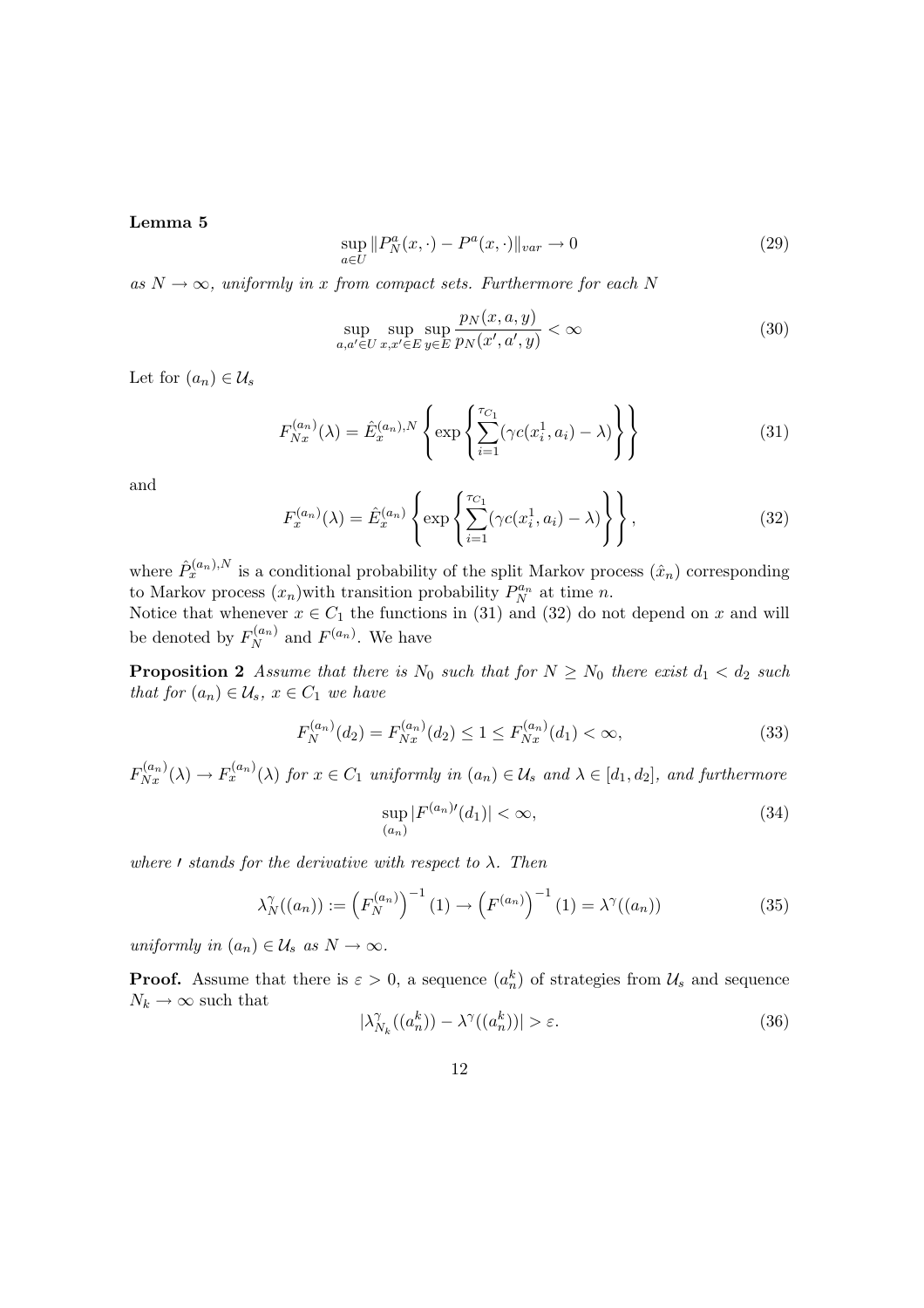**Lemma 5**

$$\sup_{a\in U} \|P_N^a(x,\cdot) - P^a(x,\cdot)\|_{var} \to 0 \tag{29}$$

*as $N \to \infty$, uniformly in $x$ from compact sets. Furthermore for each $N$*

$$\sup_{a,a'\in U} \sup_{x,x'\in E} \sup_{y\in E} \frac{p_N(x,a,y)}{p_N(x',a',y)} < \infty \tag{30}$$

Let for $(a_n) \in \mathcal{U}_s$

$$F_{Nx}^{(a_n)}(\lambda) = \hat{E}_x^{(a_n),N}\left\{\exp\left\{\sum_{i=1}^{\tau_{C_1}} (\gamma c(x_i^1, a_i) - \lambda)\right\}\right\} \tag{31}$$

and

$$F_x^{(a_n)}(\lambda) = \hat{E}_x^{(a_n)}\left\{\exp\left\{\sum_{i=1}^{\tau_{C_1}} (\gamma c(x_i^1, a_i) - \lambda)\right\}\right\}, \tag{32}$$

where $\hat{P}_x^{(a_n),N}$ is a conditional probability of the split Markov process $(\hat{x}_n)$ corresponding to Markov process $(x_n)$with transition probability $P_N^{a_n}$ at time $n$.
Notice that whenever $x \in C_1$ the functions in (31) and (32) do not depend on $x$ and will be denoted by $F_N^{(a_n)}$ and $F^{(a_n)}$. We have

**Proposition 2** *Assume that there is $N_0$ such that for $N \geq N_0$ there exist $d_1 < d_2$ such that for $(a_n) \in \mathcal{U}_s$, $x \in C_1$ we have*

$$F_N^{(a_n)}(d_2) = F_{Nx}^{(a_n)}(d_2) \leq 1 \leq F_{Nx}^{(a_n)}(d_1) < \infty, \tag{33}$$

*$F_{Nx}^{(a_n)}(\lambda) \to F_x^{(a_n)}(\lambda)$ for $x \in C_1$ uniformly in $(a_n) \in \mathcal{U}_s$ and $\lambda \in [d_1, d_2]$, and furthermore*

$$\sup_{(a_n)} |F^{(a_n)\prime}(d_1)| < \infty, \tag{34}$$

*where $\prime$ stands for the derivative with respect to $\lambda$. Then*

$$\lambda_N^\gamma((a_n)) := \left(F_N^{(a_n)}\right)^{-1}(1) \to \left(F^{(a_n)}\right)^{-1}(1) = \lambda^\gamma((a_n)) \tag{35}$$

*uniformly in $(a_n) \in \mathcal{U}_s$ as $N \to \infty$.*

**Proof.** Assume that there is $\varepsilon > 0$, a sequence $(a_n^k)$ of strategies from $\mathcal{U}_s$ and sequence $N_k \to \infty$ such that

$$|\lambda_{N_k}^\gamma((a_n^k)) - \lambda^\gamma((a_n^k))| > \varepsilon. \tag{36}$$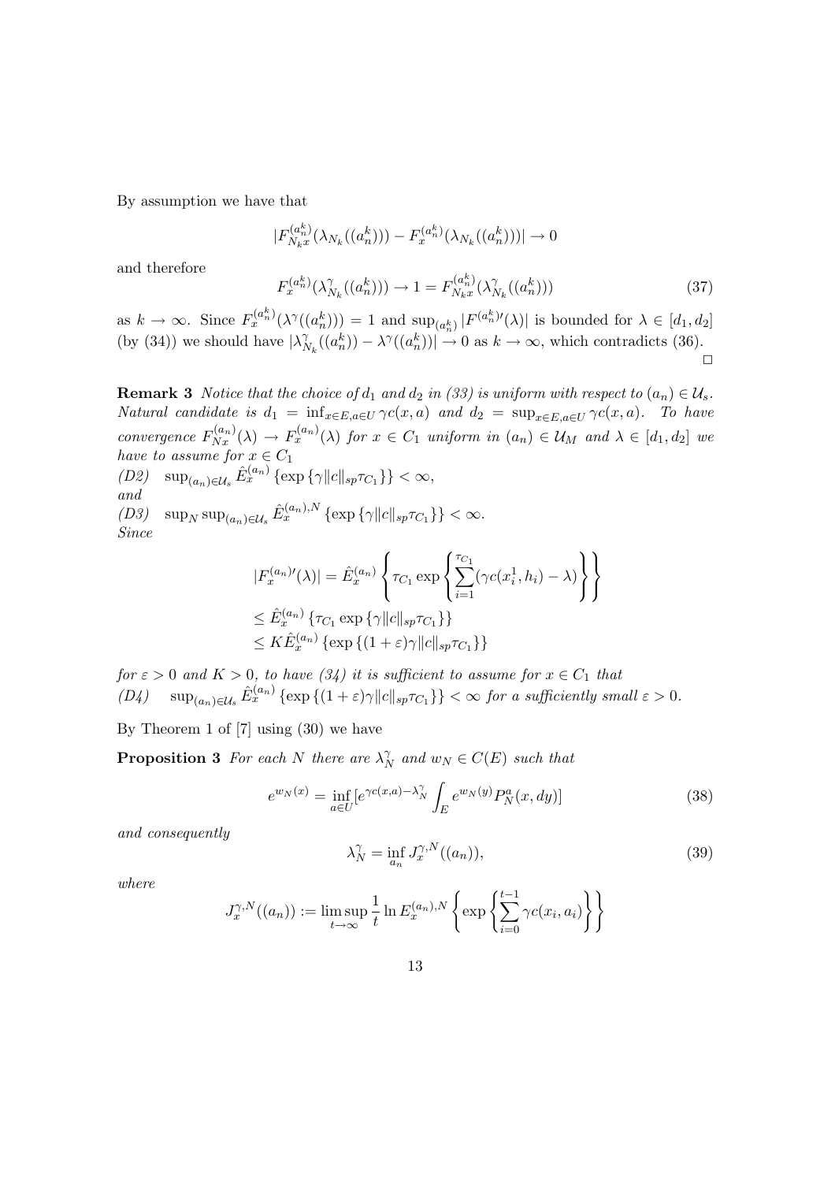By assumption we have that

$$|F^{(a_n^k)}_{N_k x}(\lambda_{N_k}((a_n^k))) - F^{(a_n^k)}_{x}(\lambda_{N_k}((a_n^k)))| \to 0$$

and therefore

$$F^{(a_n^k)}_{x}(\lambda^\gamma_{N_k}((a_n^k))) \to 1 = F^{(a_n^k)}_{N_k x}(\lambda^\gamma_{N_k}((a_n^k))) \tag{37}$$

as $k \to \infty$. Since $F^{(a_n^k)}_{x}(\lambda^\gamma((a_n^k))) = 1$ and $\sup_{(a_n^k)} |F^{(a_n^k)\prime}(\lambda)|$ is bounded for $\lambda \in [d_1, d_2]$ (by (34)) we should have $|\lambda^\gamma_{N_k}((a_n^k)) - \lambda^\gamma((a_n^k))| \to 0$ as $k \to \infty$, which contradicts (36).

□

**Remark 3** *Notice that the choice of $d_1$ and $d_2$ in (33) is uniform with respect to $(a_n) \in \mathcal{U}_s$. Natural candidate is $d_1 = \inf_{x\in E, a\in U} \gamma c(x,a)$ and $d_2 = \sup_{x\in E, a\in U} \gamma c(x,a)$. To have convergence $F^{(a_n)}_{Nx}(\lambda) \to F^{(a_n)}_{x}(\lambda)$ for $x \in C_1$ uniform in $(a_n) \in \mathcal{U}_M$ and $\lambda \in [d_1, d_2]$ we have to assume for $x \in C_1$*

*(D2)* $\quad \sup_{(a_n)\in\mathcal{U}_s} \hat{E}^{(a_n)}_x \{\exp\{\gamma \|c\|_{sp} \tau_{C_1}\}\} < \infty,$

*and*

*(D3)* $\quad \sup_N \sup_{(a_n)\in\mathcal{U}_s} \hat{E}^{(a_n),N}_x \{\exp\{\gamma \|c\|_{sp} \tau_{C_1}\}\} < \infty.$

*Since*

$$\begin{aligned}
|F^{(a_n)\prime}_x(\lambda)| &= \hat{E}^{(a_n)}_x \left\{ \tau_{C_1} \exp\left\{ \sum_{i=1}^{\tau_{C_1}} (\gamma c(x_i^1, h_i) - \lambda) \right\} \right\} \\
&\le \hat{E}^{(a_n)}_x \{\tau_{C_1} \exp\{\gamma \|c\|_{sp} \tau_{C_1}\}\} \\
&\le K \hat{E}^{(a_n)}_x \{\exp\{(1+\varepsilon)\gamma \|c\|_{sp} \tau_{C_1}\}\}
\end{aligned}$$

*for $\varepsilon > 0$ and $K > 0$, to have (34) it is sufficient to assume for $x \in C_1$ that*

*(D4)* $\quad \sup_{(a_n)\in\mathcal{U}_s} \hat{E}^{(a_n)}_x \{\exp\{(1+\varepsilon)\gamma \|c\|_{sp} \tau_{C_1}\}\} < \infty$ *for a sufficiently small $\varepsilon > 0$.*

By Theorem 1 of [7] using (30) we have

**Proposition 3** *For each $N$ there are $\lambda^\gamma_N$ and $w_N \in C(E)$ such that*

$$e^{w_N(x)} = \inf_{a\in U} [e^{\gamma c(x,a) - \lambda^\gamma_N} \int_E e^{w_N(y)} P^a_N(x, dy)] \tag{38}$$

*and consequently*

$$\lambda^\gamma_N = \inf_{a_n} J^{\gamma,N}_x((a_n)), \tag{39}$$

*where*

$$J^{\gamma,N}_x((a_n)) := \limsup_{t\to\infty} \frac{1}{t} \ln E^{(a_n),N}_x \left\{ \exp\left\{ \sum_{i=0}^{t-1} \gamma c(x_i, a_i) \right\} \right\}$$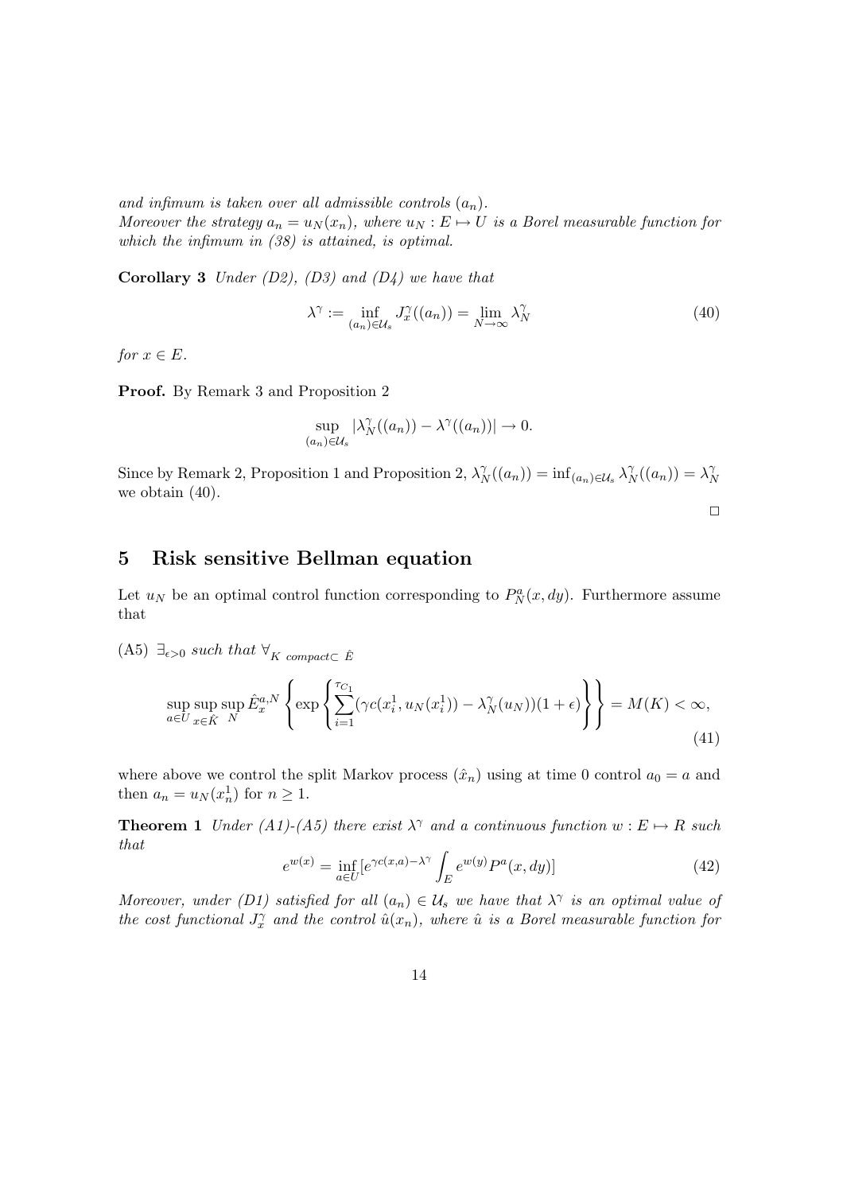*and infimum is taken over all admissible controls $(a_n)$.*
*Moreover the strategy $a_n = u_N(x_n)$, where $u_N : E \mapsto U$ is a Borel measurable function for which the infimum in (38) is attained, is optimal.*

**Corollary 3** *Under (D2), (D3) and (D4) we have that*

$$\lambda^\gamma := \inf_{(a_n)\in\mathcal{U}_s} J_x^\gamma((a_n)) = \lim_{N\to\infty} \lambda_N^\gamma \tag{40}$$

*for $x \in E$.*

**Proof.** By Remark 3 and Proposition 2

$$\sup_{(a_n)\in\mathcal{U}_s} |\lambda_N^\gamma((a_n)) - \lambda^\gamma((a_n))| \to 0.$$

Since by Remark 2, Proposition 1 and Proposition 2, $\lambda_N^\gamma((a_n)) = \inf_{(a_n)\in\mathcal{U}_s} \lambda_N^\gamma((a_n)) = \lambda_N^\gamma$ we obtain (40).

□

## 5 Risk sensitive Bellman equation

Let $u_N$ be an optimal control function corresponding to $P_N^a(x, dy)$. Furthermore assume that

(A5) $\exists_{\epsilon>0}$ *such that* $\forall_{K \text{ compact} \subset \hat{E}}$

$$\sup_{a\in U} \sup_{x\in\hat{K}} \sup_N \hat{E}_x^{a,N} \left\{ \exp\left\{ \sum_{i=1}^{\tau_{C_1}} (\gamma c(x_i^1, u_N(x_i^1)) - \lambda_N^\gamma(u_N))(1+\epsilon) \right\} \right\} = M(K) < \infty, \tag{41}$$

where above we control the split Markov process $(\hat{x}_n)$ using at time 0 control $a_0 = a$ and then $a_n = u_N(x_n^1)$ for $n \geq 1$.

**Theorem 1** *Under (A1)-(A5) there exist $\lambda^\gamma$ and a continuous function $w : E \mapsto R$ such that*

$$e^{w(x)} = \inf_{a\in U} [e^{\gamma c(x,a) - \lambda^\gamma} \int_E e^{w(y)} P^a(x, dy)] \tag{42}$$

*Moreover, under (D1) satisfied for all $(a_n) \in \mathcal{U}_s$ we have that $\lambda^\gamma$ is an optimal value of the cost functional $J_x^\gamma$ and the control $\hat{u}(x_n)$, where $\hat{u}$ is a Borel measurable function for*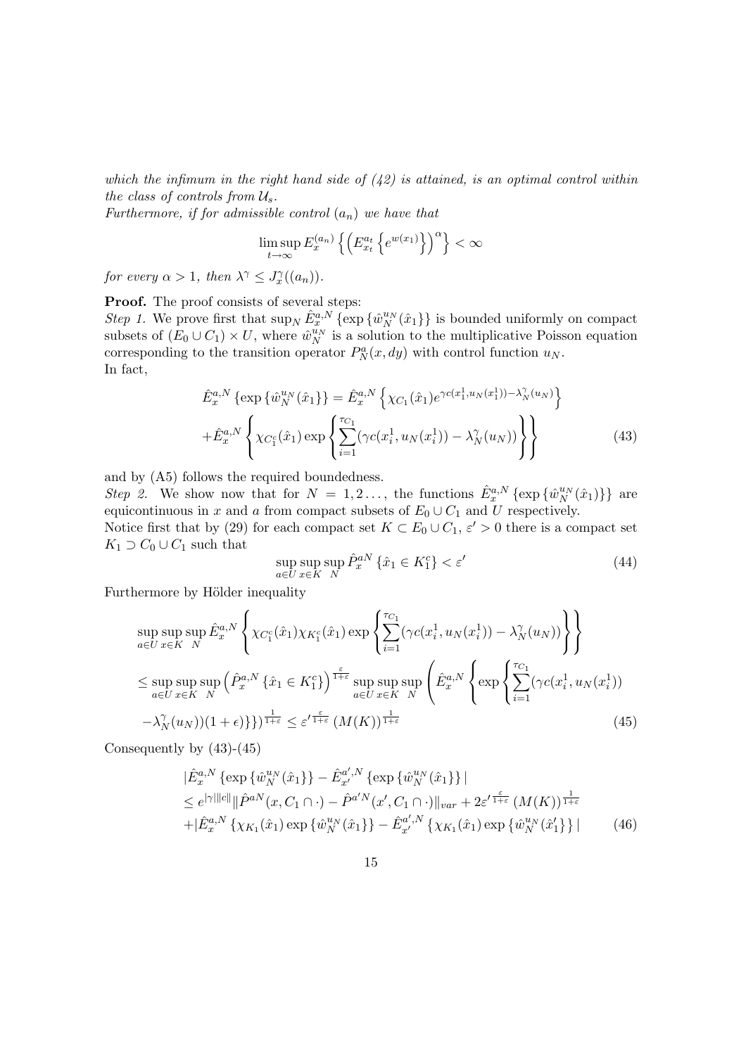*which the infimum in the right hand side of (42) is attained, is an optimal control within the class of controls from $\mathcal{U}_s$.*
*Furthermore, if for admissible control $(a_n)$ we have that*

$$\limsup_{t\to\infty} E_x^{(a_n)}\left\{\left(E_{x_t}^{a_t}\left\{e^{w(x_1)}\right\}\right)^\alpha\right\} < \infty$$

*for every $\alpha > 1$, then $\lambda^\gamma \leq J_x^\gamma((a_n))$.*

**Proof.** The proof consists of several steps:
*Step 1.* We prove first that $\sup_N \hat{E}_x^{a,N}\left\{\exp\left\{\hat{w}_N^{u_N}(\hat{x}_1\right\}\right\}$ is bounded uniformly on compact subsets of $(E_0 \cup C_1) \times U$, where $\hat{w}_N^{u_N}$ is a solution to the multiplicative Poisson equation corresponding to the transition operator $P_N^a(x,dy)$ with control function $u_N$.
In fact,

$$\hat{E}_x^{a,N}\left\{\exp\left\{\hat{w}_N^{u_N}(\hat{x}_1\right\}\right\} = \hat{E}_x^{a,N}\left\{\chi_{C_1}(\hat{x}_1)e^{\gamma c(x_1^1,u_N(x_1^1))-\lambda_N^\gamma(u_N)}\right\}$$
$$+\hat{E}_x^{a,N}\left\{\chi_{C_1^c}(\hat{x}_1)\exp\left\{\sum_{i=1}^{\tau_{C_1}}(\gamma c(x_i^1,u_N(x_i^1))-\lambda_N^\gamma(u_N))\right\}\right\} \tag{43}$$

and by (A5) follows the required boundedness.
*Step 2.* We show now that for $N = 1, 2\ldots$, the functions $\hat{E}_x^{a,N}\left\{\exp\left\{\hat{w}_N^{u_N}(\hat{x}_1)\right\}\right\}$ are equicontinuous in $x$ and $a$ from compact subsets of $E_0 \cup C_1$ and $U$ respectively.
Notice first that by (29) for each compact set $K \subset E_0 \cup C_1$, $\varepsilon' > 0$ there is a compact set $K_1 \supset C_0 \cup C_1$ such that

$$\sup_{a\in U}\sup_{x\in K}\sup_N \hat{P}_x^{aN}\left\{\hat{x}_1 \in K_1^c\right\} < \varepsilon' \tag{44}$$

Furthermore by Hölder inequality

$$\sup_{a\in U}\sup_{x\in K}\sup_N \hat{E}_x^{a,N}\left\{\chi_{C_1^c}(\hat{x}_1)\chi_{K_1^c}(\hat{x}_1)\exp\left\{\sum_{i=1}^{\tau_{C_1}}(\gamma c(x_i^1,u_N(x_i^1))-\lambda_N^\gamma(u_N))\right\}\right\}$$
$$\leq \sup_{a\in U}\sup_{x\in K}\sup_N\left(\hat{P}_x^{a,N}\left\{\hat{x}_1\in K_1^c\right\}\right)^{\frac{\varepsilon}{1+\varepsilon}}\sup_{a\in U}\sup_{x\in K}\sup_N\left(\hat{E}_x^{a,N}\left\{\exp\left\{\sum_{i=1}^{\tau_{C_1}}(\gamma c(x_i^1,u_N(x_i^1))\right.\right.\right.$$
$$\left.\left.\left.-\lambda_N^\gamma(u_N))(1+\epsilon)\right\}\right\}\right)^{\frac{1}{1+\varepsilon}} \leq {\varepsilon'}^{\frac{\varepsilon}{1+\varepsilon}}\left(M(K)\right)^{\frac{1}{1+\varepsilon}} \tag{45}$$

Consequently by (43)-(45)

$$|\hat{E}_x^{a,N}\left\{\exp\left\{\hat{w}_N^{u_N}(\hat{x}_1\right\}\right\} - \hat{E}_{x'}^{a',N}\left\{\exp\left\{\hat{w}_N^{u_N}(\hat{x}_1\right\}\right\}|$$
$$\leq e^{|\gamma|\|c\|}\|\hat{P}^{aN}(x,C_1\cap\cdot) - \hat{P}^{a'N}(x',C_1\cap\cdot)\|_{var} + 2{\varepsilon'}^{\frac{\varepsilon}{1+\varepsilon}}\left(M(K)\right)^{\frac{1}{1+\varepsilon}}$$
$$+|\hat{E}_x^{a,N}\left\{\chi_{K_1}(\hat{x}_1)\exp\left\{\hat{w}_N^{u_N}(\hat{x}_1\right\}\right\} - \hat{E}_{x'}^{a',N}\left\{\chi_{K_1}(\hat{x}_1)\exp\left\{\hat{w}_N^{u_N}(\hat{x}_1'\right\}\right\}| \tag{46}$$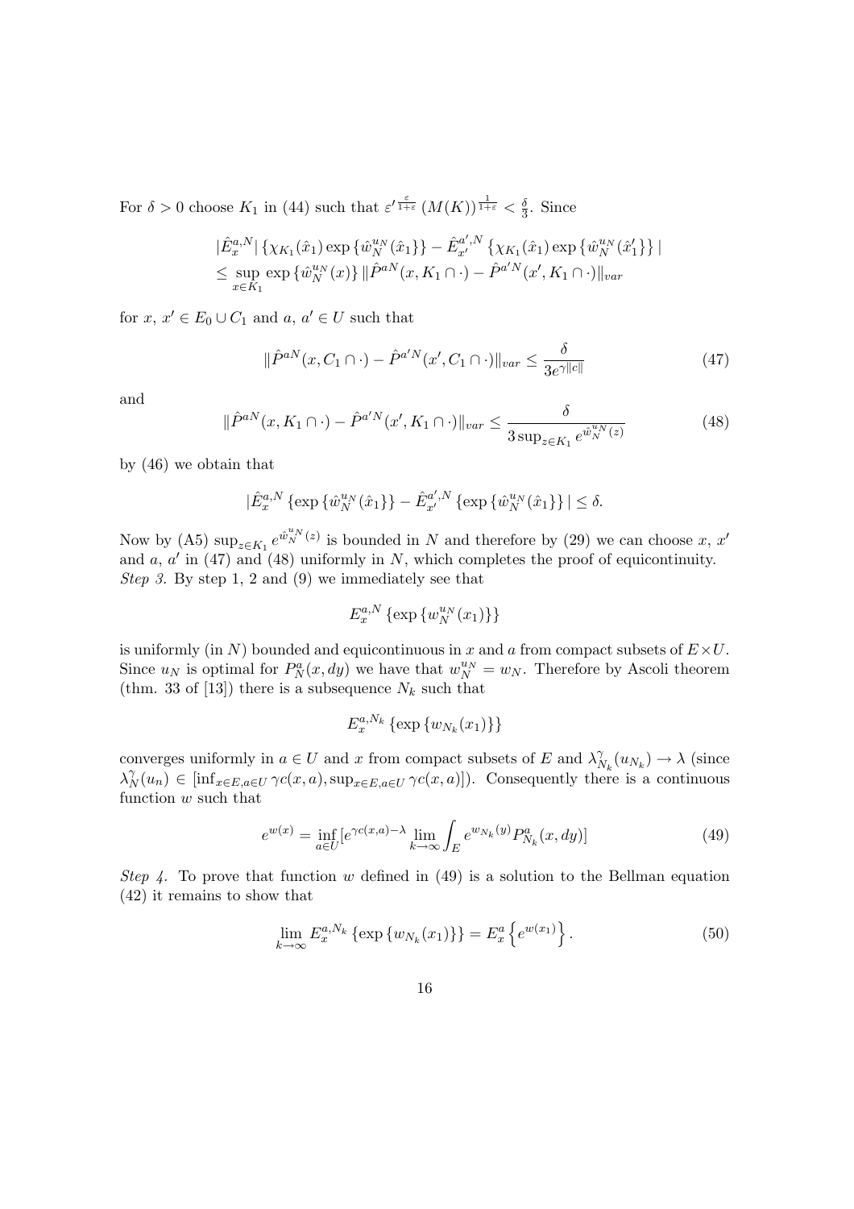For $\delta > 0$ choose $K_1$ in (44) such that $\varepsilon'^{\frac{\varepsilon}{1+\varepsilon}} (M(K))^{\frac{1}{1+\varepsilon}} < \frac{\delta}{3}$. Since

$$
\begin{aligned}
&|\hat{E}_x^{a,N}| \left\{ \chi_{K_1}(\hat{x}_1) \exp\left\{ \hat{w}_N^{u_N}(\hat{x}_1) \right\} \right\} - \hat{E}_{x'}^{a',N} \left\{ \chi_{K_1}(\hat{x}_1) \exp\left\{ \hat{w}_N^{u_N}(\hat{x}_1') \right\} \right\} | \\
&\leq \sup_{x \in K_1} \exp\left\{ \hat{w}_N^{u_N}(x) \right\} \| \hat{P}^{aN}(x, K_1 \cap \cdot) - \hat{P}^{a'N}(x', K_1 \cap \cdot) \|_{var}
\end{aligned}
$$

for $x$, $x' \in E_0 \cup C_1$ and $a$, $a' \in U$ such that

$$
\| \hat{P}^{aN}(x, C_1 \cap \cdot) - \hat{P}^{a'N}(x', C_1 \cap \cdot) \|_{var} \leq \frac{\delta}{3 e^{\gamma \|c\|}} \tag{47}
$$

and

$$
\| \hat{P}^{aN}(x, K_1 \cap \cdot) - \hat{P}^{a'N}(x', K_1 \cap \cdot) \|_{var} \leq \frac{\delta}{3 \sup_{z \in K_1} e^{\hat{w}_N^{u_N}(z)}} \tag{48}
$$

by (46) we obtain that

$$
|\hat{E}_x^{a,N} \left\{ \exp\left\{ \hat{w}_N^{u_N}(\hat{x}_1) \right\} \right\} - \hat{E}_{x'}^{a',N} \left\{ \exp\left\{ \hat{w}_N^{u_N}(\hat{x}_1) \right\} \right\} | \leq \delta.
$$

Now by (A5) $\sup_{z \in K_1} e^{\hat{w}_N^{u_N}(z)}$ is bounded in $N$ and therefore by (29) we can choose $x$, $x'$ and $a$, $a'$ in (47) and (48) uniformly in $N$, which completes the proof of equicontinuity.

*Step 3.* By step 1, 2 and (9) we immediately see that

$$
E_x^{a,N} \left\{ \exp\left\{ w_N^{u_N}(x_1) \right\} \right\}
$$

is uniformly (in $N$) bounded and equicontinuous in $x$ and $a$ from compact subsets of $E \times U$. Since $u_N$ is optimal for $P_N^a(x, dy)$ we have that $w_N^{u_N} = w_N$. Therefore by Ascoli theorem (thm. 33 of [13]) there is a subsequence $N_k$ such that

$$
E_x^{a,N_k} \left\{ \exp\left\{ w_{N_k}(x_1) \right\} \right\}
$$

converges uniformly in $a \in U$ and $x$ from compact subsets of $E$ and $\lambda_{N_k}^{\gamma}(u_{N_k}) \to \lambda$ (since $\lambda_N^{\gamma}(u_n) \in [\inf_{x \in E, a \in U} \gamma c(x, a), \sup_{x \in E, a \in U} \gamma c(x, a)]$). Consequently there is a continuous function $w$ such that

$$
e^{w(x)} = \inf_{a \in U} [e^{\gamma c(x,a) - \lambda} \lim_{k \to \infty} \int_E e^{w_{N_k}(y)} P_{N_k}^a(x, dy)] \tag{49}
$$

*Step 4.* To prove that function $w$ defined in (49) is a solution to the Bellman equation (42) it remains to show that

$$
\lim_{k \to \infty} E_x^{a,N_k} \left\{ \exp\left\{ w_{N_k}(x_1) \right\} \right\} = E_x^a \left\{ e^{w(x_1)} \right\}. \tag{50}
$$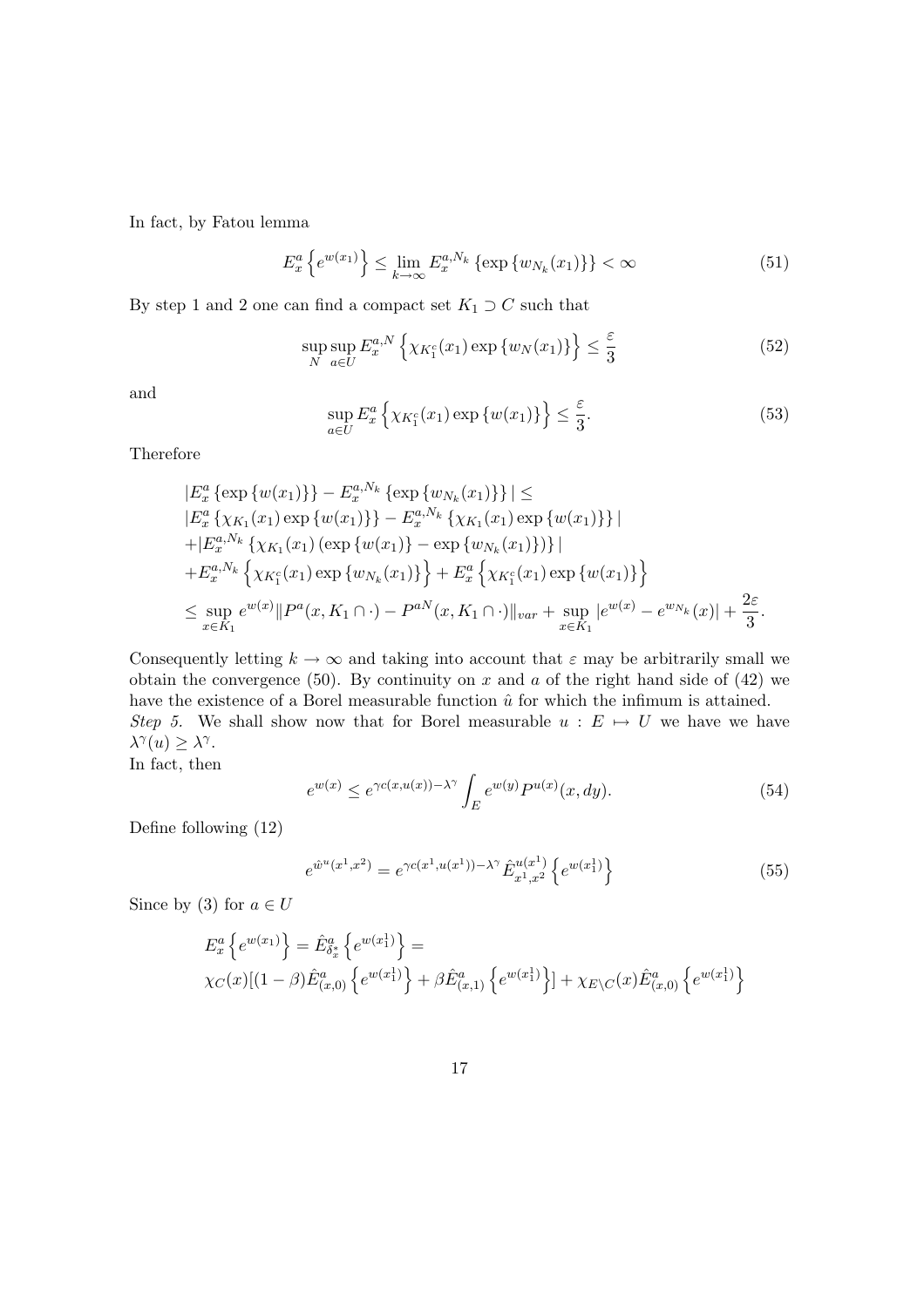In fact, by Fatou lemma

$$E_x^a \left\{ e^{w(x_1)} \right\} \leq \lim_{k\to\infty} E_x^{a,N_k} \left\{ \exp \left\{ w_{N_k}(x_1) \right\} \right\} < \infty \tag{51}$$

By step 1 and 2 one can find a compact set $K_1 \supset C$ such that

$$\sup_N \sup_{a\in U} E_x^{a,N} \left\{ \chi_{K_1^c}(x_1) \exp \left\{ w_N(x_1) \right\} \right\} \leq \frac{\varepsilon}{3} \tag{52}$$

and

$$\sup_{a\in U} E_x^a \left\{ \chi_{K_1^c}(x_1) \exp \left\{ w(x_1) \right\} \right\} \leq \frac{\varepsilon}{3}. \tag{53}$$

Therefore

$$\begin{aligned}
&|E_x^a \left\{ \exp \left\{ w(x_1) \right\} \right\} - E_x^{a,N_k} \left\{ \exp \left\{ w_{N_k}(x_1) \right\} \right\} | \leq \\
&|E_x^a \left\{ \chi_{K_1}(x_1) \exp \left\{ w(x_1) \right\} \right\} - E_x^{a,N_k} \left\{ \chi_{K_1}(x_1) \exp \left\{ w(x_1) \right\} \right\} | \\
&+|E_x^{a,N_k} \left\{ \chi_{K_1}(x_1) \left( \exp \left\{ w(x_1) \right\} - \exp \left\{ w_{N_k}(x_1) \right\} \right) \right\} | \\
&+E_x^{a,N_k} \left\{ \chi_{K_1^c}(x_1) \exp \left\{ w_{N_k}(x_1) \right\} \right\} + E_x^a \left\{ \chi_{K_1^c}(x_1) \exp \left\{ w(x_1) \right\} \right\} \\
&\leq \sup_{x\in K_1} e^{w(x)} \| P^a(x, K_1 \cap \cdot) - P^{aN}(x, K_1 \cap \cdot) \|_{var} + \sup_{x\in K_1} |e^{w(x)} - e^{w_{N_k}}(x)| + \frac{2\varepsilon}{3}.
\end{aligned}$$

Consequently letting $k \to \infty$ and taking into account that $\varepsilon$ may be arbitrarily small we obtain the convergence (50). By continuity on $x$ and $a$ of the right hand side of (42) we have the existence of a Borel measurable function $\hat{u}$ for which the infimum is attained.

*Step 5.* We shall show now that for Borel measurable $u : E \mapsto U$ we have we have $\lambda^\gamma(u) \geq \lambda^\gamma$.

In fact, then

$$e^{w(x)} \leq e^{\gamma c(x,u(x)) - \lambda^\gamma} \int_E e^{w(y)} P^{u(x)}(x, dy). \tag{54}$$

Define following (12)

$$e^{\hat{w}^u(x^1,x^2)} = e^{\gamma c(x^1,u(x^1)) - \lambda^\gamma} \hat{E}_{x^1,x^2}^{u(x^1)} \left\{ e^{w(x_1^1)} \right\} \tag{55}$$

Since by (3) for $a \in U$

$$\begin{aligned}
&E_x^a \left\{ e^{w(x_1)} \right\} = \hat{E}_{\delta_x^*}^a \left\{ e^{w(x_1^1)} \right\} = \\
&\chi_C(x)[(1-\beta)\hat{E}_{(x,0)}^a \left\{ e^{w(x_1^1)} \right\} + \beta \hat{E}_{(x,1)}^a \left\{ e^{w(x_1^1)} \right\}] + \chi_{E\setminus C}(x) \hat{E}_{(x,0)}^a \left\{ e^{w(x_1^1)} \right\}
\end{aligned}$$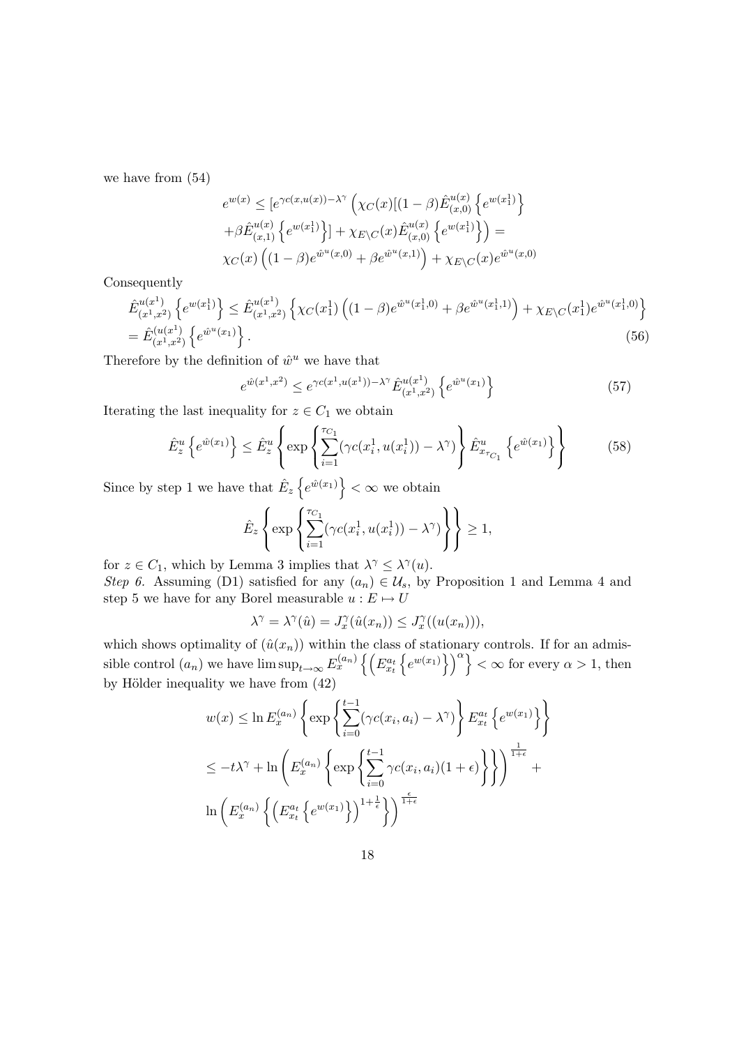we have from (54)

$$
\begin{aligned}
&e^{w(x)} \leq [e^{\gamma c(x,u(x))-\lambda^\gamma} \Big( \chi_C(x)[(1-\beta)\hat{E}^{u(x)}_{(x,0)} \left\{ e^{w(x_1^1)} \right\} \\
&+\beta \hat{E}^{u(x)}_{(x,1)} \left\{ e^{w(x_1^1)} \right\}] + \chi_{E\setminus C}(x) \hat{E}^{u(x)}_{(x,0)} \left\{ e^{w(x_1^1)} \right\} \Big) = \\
&\chi_C(x) \left( (1-\beta) e^{\hat{w}^u(x,0)} + \beta e^{\hat{w}^u(x,1)} \right) + \chi_{E\setminus C}(x) e^{\hat{w}^u(x,0)}
\end{aligned}
$$

Consequently

$$
\begin{aligned}
&\hat{E}^{u(x^1)}_{(x^1,x^2)} \left\{ e^{w(x_1^1)} \right\} \leq \hat{E}^{u(x^1)}_{(x^1,x^2)} \left\{ \chi_C(x_1^1) \left( (1-\beta) e^{\hat{w}^u(x_1^1,0)} + \beta e^{\hat{w}^u(x_1^1,1)} \right) + \chi_{E\setminus C}(x_1^1) e^{\hat{w}^u(x_1^1,0)} \right\} \\
&= \hat{E}^{(u(x^1)}_{(x^1,x^2)} \left\{ e^{\hat{w}^u(x_1)} \right\}. \qquad (56)
\end{aligned}
$$

Therefore by the definition of $\hat{w}^u$ we have that

$$
e^{\hat{w}(x^1,x^2)} \leq e^{\gamma c(x^1,u(x^1))-\lambda^\gamma} \hat{E}^{u(x^1)}_{(x^1,x^2)} \left\{ e^{\hat{w}^u(x_1)} \right\} \qquad (57)
$$

Iterating the last inequality for $z \in C_1$ we obtain

$$
\hat{E}^u_z \left\{ e^{\hat{w}(x_1)} \right\} \leq \hat{E}^u_z \left\{ \exp\left\{ \sum_{i=1}^{\tau_{C_1}} (\gamma c(x_i^1, u(x_i^1)) - \lambda^\gamma) \right\} \hat{E}^u_{x_{\tau_{C_1}}} \left\{ e^{\hat{w}(x_1)} \right\} \right\} \qquad (58)
$$

Since by step 1 we have that $\hat{E}_z \left\{ e^{\hat{w}(x_1)} \right\} < \infty$ we obtain

$$
\hat{E}_z \left\{ \exp\left\{ \sum_{i=1}^{\tau_{C_1}} (\gamma c(x_i^1, u(x_i^1)) - \lambda^\gamma) \right\} \right\} \geq 1,
$$

for $z \in C_1$, which by Lemma 3 implies that $\lambda^\gamma \leq \lambda^\gamma(u)$.

*Step 6.* Assuming (D1) satisfied for any $(a_n) \in \mathcal{U}_s$, by Proposition 1 and Lemma 4 and step 5 we have for any Borel measurable $u : E \mapsto U$

$$
\lambda^\gamma = \lambda^\gamma(\hat{u}) = J_x^\gamma(\hat{u}(x_n)) \leq J_x^\gamma((u(x_n))),
$$

which shows optimality of $(\hat{u}(x_n))$ within the class of stationary controls. If for an admissible control $(a_n)$ we have $\limsup_{t\to\infty} E_x^{(a_n)} \left\{ \left( E_{x_t}^{a_t} \left\{ e^{w(x_1)} \right\} \right)^\alpha \right\} < \infty$ for every $\alpha > 1$, then by Hölder inequality we have from (42)

$$
\begin{aligned}
w(x) &\leq \ln E_x^{(a_n)} \left\{ \exp\left\{ \sum_{i=0}^{t-1} (\gamma c(x_i, a_i) - \lambda^\gamma) \right\} E_{x_t}^{a_t} \left\{ e^{w(x_1)} \right\} \right\} \\
&\leq -t\lambda^\gamma + \ln \left( E_x^{(a_n)} \left\{ \exp\left\{ \sum_{i=0}^{t-1} \gamma c(x_i, a_i)(1+\epsilon) \right\} \right\} \right)^{\frac{1}{1+\epsilon}} + \\
&\ln \left( E_x^{(a_n)} \left\{ \left( E_{x_t}^{a_t} \left\{ e^{w(x_1)} \right\} \right)^{1+\frac{1}{\epsilon}} \right\} \right)^{\frac{\epsilon}{1+\epsilon}}
\end{aligned}
$$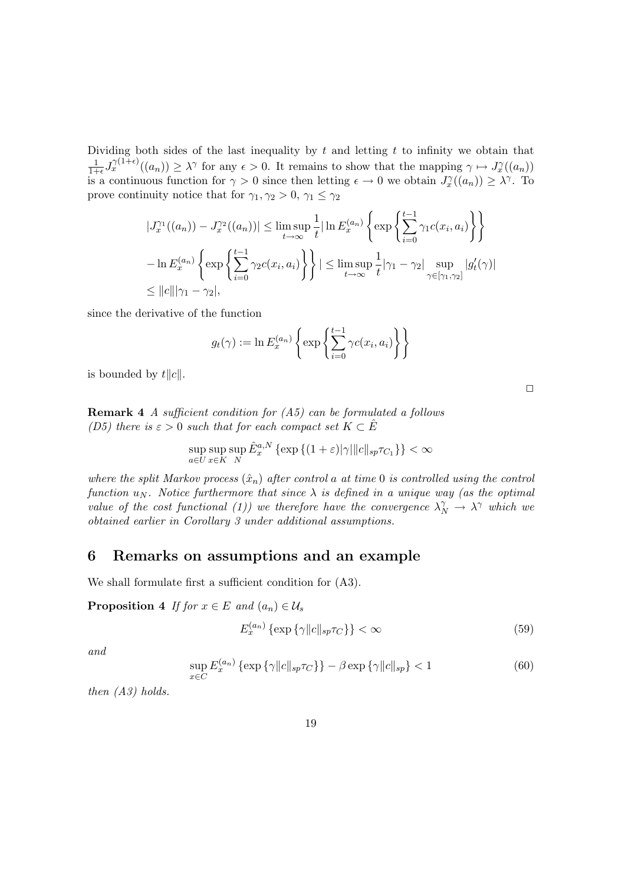Dividing both sides of the last inequality by $t$ and letting $t$ to infinity we obtain that $\frac{1}{1+\epsilon} J_x^{\gamma(1+\epsilon)}((a_n)) \geq \lambda^\gamma$ for any $\epsilon > 0$. It remains to show that the mapping $\gamma \mapsto J_x^\gamma((a_n))$ is a continuous function for $\gamma > 0$ since then letting $\epsilon \to 0$ we obtain $J_x^\gamma((a_n)) \geq \lambda^\gamma$. To prove continuity notice that for $\gamma_1, \gamma_2 > 0$, $\gamma_1 \leq \gamma_2$

$$
\begin{aligned}
|J_x^{\gamma_1}((a_n)) - J_x^{\gamma_2}((a_n))| &\leq \limsup_{t\to\infty} \frac{1}{t} |\ln E_x^{(a_n)} \left\{ \exp\left\{ \sum_{i=0}^{t-1} \gamma_1 c(x_i, a_i) \right\} \right\} \\
&- \ln E_x^{(a_n)} \left\{ \exp\left\{ \sum_{i=0}^{t-1} \gamma_2 c(x_i, a_i) \right\} \right\} | \leq \limsup_{t\to\infty} \frac{1}{t} |\gamma_1 - \gamma_2| \sup_{\gamma \in [\gamma_1, \gamma_2]} |g_t'(\gamma)| \\
&\leq \|c\| |\gamma_1 - \gamma_2|,
\end{aligned}
$$

since the derivative of the function

$$
g_t(\gamma) := \ln E_x^{(a_n)} \left\{ \exp\left\{ \sum_{i=0}^{t-1} \gamma c(x_i, a_i) \right\} \right\}
$$

is bounded by $t\|c\|$.

□

**Remark 4** *A sufficient condition for (A5) can be formulated a follows*
*(D5) there is $\varepsilon > 0$ such that for each compact set $K \subset \hat{E}$*

$$
\sup_{a\in U} \sup_{x\in K} \sup_{N} \hat{E}_x^{a,N} \left\{ \exp\left\{ (1+\varepsilon)|\gamma| \|c\|_{sp} \tau_{C_1} \right\} \right\} < \infty
$$

*where the split Markov process $(\hat{x}_n)$ after control $a$ at time $0$ is controlled using the control function $u_N$. Notice furthermore that since $\lambda$ is defined in a unique way (as the optimal value of the cost functional (1)) we therefore have the convergence $\lambda_N^\gamma \to \lambda^\gamma$ which we obtained earlier in Corollary 3 under additional assumptions.*

## 6 Remarks on assumptions and an example

We shall formulate first a sufficient condition for (A3).

**Proposition 4** *If for $x \in E$ and $(a_n) \in \mathcal{U}_s$*

$$
E_x^{(a_n)} \left\{ \exp\left\{ \gamma \|c\|_{sp} \tau_C \right\} \right\} < \infty \tag{59}
$$

*and*

$$
\sup_{x\in C} E_x^{(a_n)} \left\{ \exp\left\{ \gamma \|c\|_{sp} \tau_C \right\} \right\} - \beta \exp\left\{ \gamma \|c\|_{sp} \right\} < 1 \tag{60}
$$

*then (A3) holds.*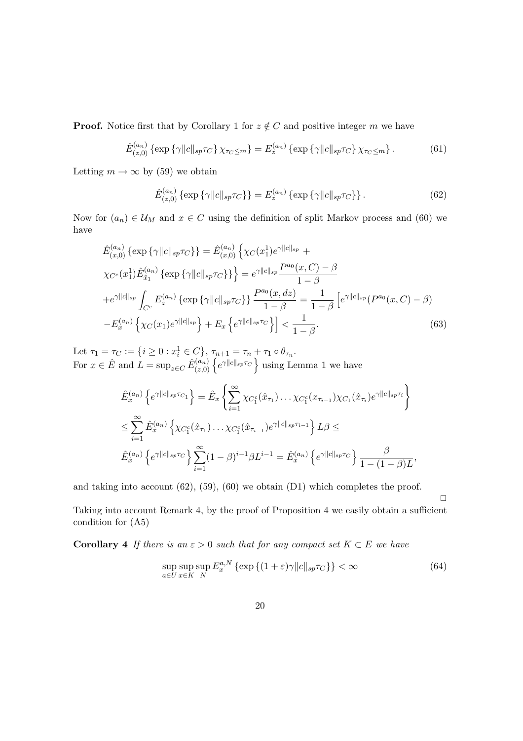**Proof.** Notice first that by Corollary 1 for $z \notin C$ and positive integer $m$ we have

$$\hat{E}_{(z,0)}^{(a_n)} \left\{ \exp\left\{\gamma \|c\|_{sp} \tau_C\right\} \chi_{\tau_C \le m} \right\} = E_z^{(a_n)} \left\{ \exp\left\{\gamma \|c\|_{sp} \tau_C\right\} \chi_{\tau_C \le m} \right\}. \tag{61}$$

Letting $m \to \infty$ by (59) we obtain

$$\hat{E}_{(z,0)}^{(a_n)} \left\{ \exp\left\{\gamma \|c\|_{sp} \tau_C\right\} \right\} = E_z^{(a_n)} \left\{ \exp\left\{\gamma \|c\|_{sp} \tau_C\right\} \right\}. \tag{62}$$

Now for $(a_n) \in \mathcal{U}_M$ and $x \in C$ using the definition of split Markov process and (60) we have

$$\begin{aligned}
&\hat{E}_{(x,0)}^{(a_n)} \left\{ \exp\left\{\gamma \|c\|_{sp} \tau_C\right\} \right\} = \hat{E}_{(x,0)}^{(a_n)} \Big\{ \chi_C(x_1^1) e^{\gamma \|c\|_{sp}} + \\
&\chi_{C^c}(x_1^1) \hat{E}_{\hat{x}_1}^{(a_n)} \left\{ \exp\left\{\gamma \|c\|_{sp} \tau_C\right\} \right\} \Big\} = e^{\gamma \|c\|_{sp}} \frac{P^{a_0}(x,C) - \beta}{1-\beta} \\
&+ e^{\gamma \|c\|_{sp}} \int_{C^c} E_z^{(a_n)} \left\{ \exp\left\{\gamma \|c\|_{sp} \tau_C\right\} \right\} \frac{P^{a_0}(x,dz)}{1-\beta} = \frac{1}{1-\beta} \Big[ e^{\gamma \|c\|_{sp}} (P^{a_0}(x,C) - \beta) \\
&- E_x^{(a_n)} \left\{ \chi_C(x_1) e^{\gamma \|c\|_{sp}} \right\} + E_x \left\{ e^{\gamma \|c\|_{sp} \tau_C} \right\} \Big] < \frac{1}{1-\beta}.
\end{aligned} \tag{63}$$

Let $\tau_1 = \tau_C := \left\{ i \ge 0 : x_i^1 \in C \right\}$, $\tau_{n+1} = \tau_n + \tau_1 \circ \theta_{\tau_n}$.
For $x \in \hat{E}$ and $L = \sup_{z \in C} \hat{E}_{(z,0)}^{(a_n)} \left\{ e^{\gamma \|c\|_{sp} \tau_C} \right\}$ using Lemma 1 we have

$$\begin{aligned}
&\hat{E}_x^{(a_n)} \left\{ e^{\gamma \|c\|_{sp} \tau_{C_1}} \right\} = \hat{E}_x \left\{ \sum_{i=1}^{\infty} \chi_{C_1^c}(\hat{x}_{\tau_1}) \dots \chi_{C_1^c}(x_{\tau_{i-1}}) \chi_{C_1}(\hat{x}_{\tau_i}) e^{\gamma \|c\|_{sp} \tau_i} \right\} \\
&\le \sum_{i=1}^{\infty} \hat{E}_x^{(a_n)} \left\{ \chi_{C_1^c}(\hat{x}_{\tau_1}) \dots \chi_{C_1^c}(\hat{x}_{\tau_{i-1}}) e^{\gamma \|c\|_{sp} \tau_{i-1}} \right\} L\beta \le \\
&\hat{E}_x^{(a_n)} \left\{ e^{\gamma \|c\|_{sp} \tau_C} \right\} \sum_{i=1}^{\infty} (1-\beta)^{i-1} \beta L^{i-1} = \hat{E}_x^{(a_n)} \left\{ e^{\gamma \|c\|_{sp} \tau_C} \right\} \frac{\beta}{1-(1-\beta)L},
\end{aligned}$$

and taking into account (62), (59), (60) we obtain (D1) which completes the proof.

$\square$

Taking into account Remark 4, by the proof of Proposition 4 we easily obtain a sufficient condition for (A5)

**Corollary 4** *If there is an $\varepsilon > 0$ such that for any compact set $K \subset E$ we have*

$$\sup_{a \in U} \sup_{x \in K} \sup_{N} E_x^{a,N} \left\{ \exp\left\{(1+\varepsilon)\gamma \|c\|_{sp} \tau_C\right\} \right\} < \infty \tag{64}$$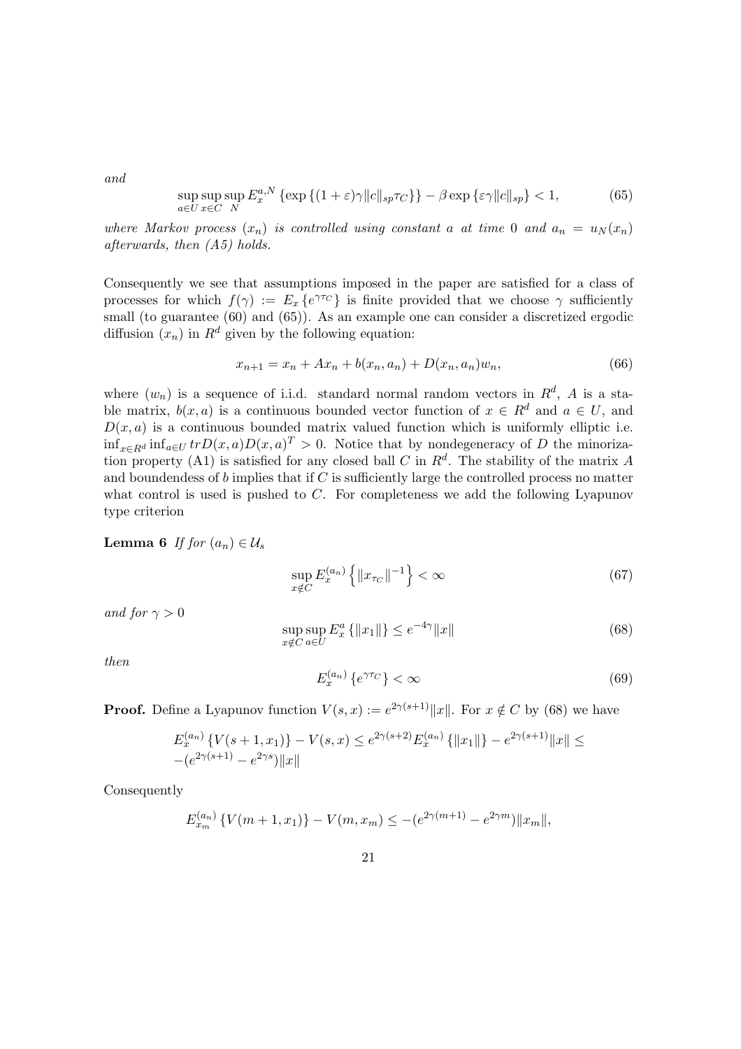*and*

$$\sup_{a \in U} \sup_{x \in C} \sup_{N} E_x^{a,N} \left\{ \exp \left\{ (1+\varepsilon)\gamma \|c\|_{sp} \tau_C \right\} \right\} - \beta \exp \left\{ \varepsilon \gamma \|c\|_{sp} \right\} < 1, \tag{65}$$

*where Markov process* $(x_n)$ *is controlled using constant* $a$ *at time* $0$ *and* $a_n = u_N(x_n)$ *afterwards, then (A5) holds.*

Consequently we see that assumptions imposed in the paper are satisfied for a class of processes for which $f(\gamma) := E_x \left\{ e^{\gamma \tau_C} \right\}$ is finite provided that we choose $\gamma$ sufficiently small (to guarantee (60) and (65)). As an example one can consider a discretized ergodic diffusion $(x_n)$ in $R^d$ given by the following equation:

$$x_{n+1} = x_n + A x_n + b(x_n, a_n) + D(x_n, a_n) w_n, \tag{66}$$

where $(w_n)$ is a sequence of i.i.d. standard normal random vectors in $R^d$, $A$ is a stable matrix, $b(x,a)$ is a continuous bounded vector function of $x \in R^d$ and $a \in U$, and $D(x,a)$ is a continuous bounded matrix valued function which is uniformly elliptic i.e. $\inf_{x \in R^d} \inf_{a \in U} tr D(x,a) D(x,a)^T > 0$. Notice that by nondegeneracy of $D$ the minorization property (A1) is satisfied for any closed ball $C$ in $R^d$. The stability of the matrix $A$ and boundendess of $b$ implies that if $C$ is sufficiently large the controlled process no matter what control is used is pushed to $C$. For completeness we add the following Lyapunov type criterion

**Lemma 6** *If for* $(a_n) \in \mathcal{U}_s$

$$\sup_{x \notin C} E_x^{(a_n)} \left\{ \|x_{\tau_C}\|^{-1} \right\} < \infty \tag{67}$$

*and for* $\gamma > 0$

$$\sup_{x \notin C} \sup_{a \in U} E_x^a \left\{ \|x_1\| \right\} \leq e^{-4\gamma} \|x\| \tag{68}$$

*then*

$$E_x^{(a_n)} \left\{ e^{\gamma \tau_C} \right\} < \infty \tag{69}$$

**Proof.** Define a Lyapunov function $V(s,x) := e^{2\gamma(s+1)} \|x\|$. For $x \notin C$ by (68) we have

$$E_x^{(a_n)} \left\{ V(s+1, x_1) \right\} - V(s,x) \leq e^{2\gamma(s+2)} E_x^{(a_n)} \left\{ \|x_1\| \right\} - e^{2\gamma(s+1)} \|x\| \leq -(e^{2\gamma(s+1)} - e^{2\gamma s}) \|x\|$$

Consequently

$$E_{x_m}^{(a_n)} \left\{ V(m+1, x_1) \right\} - V(m, x_m) \leq -(e^{2\gamma(m+1)} - e^{2\gamma m}) \|x_m\|,$$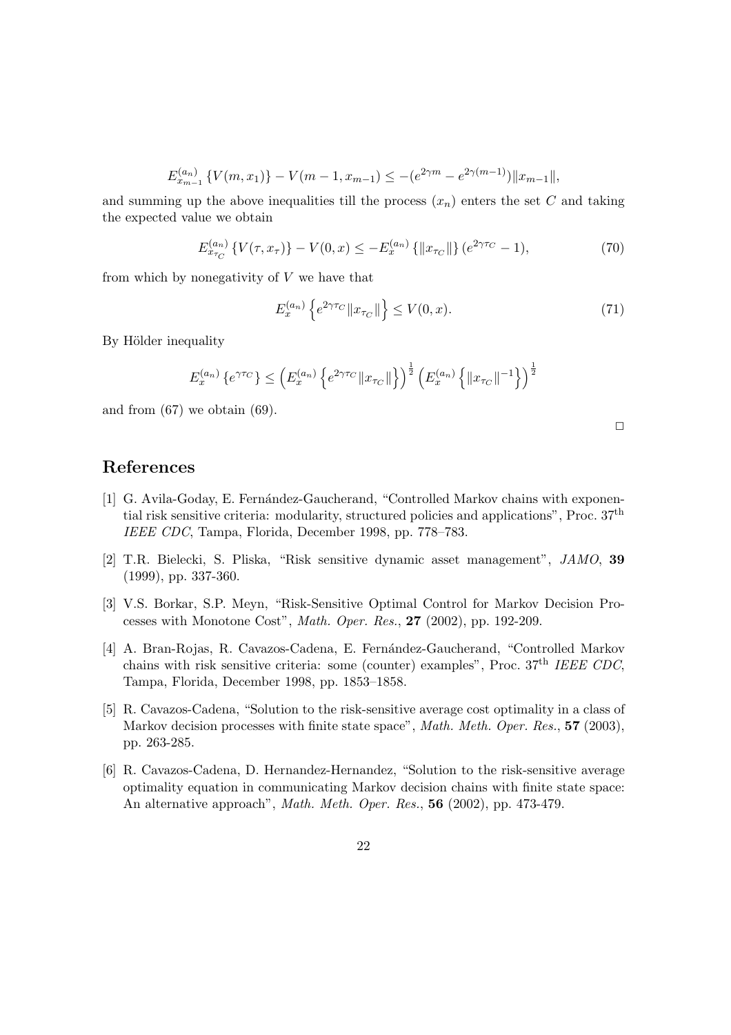$$E_{x_{m-1}}^{(a_n)} \{V(m, x_1)\} - V(m-1, x_{m-1}) \leq -(e^{2\gamma m} - e^{2\gamma(m-1)})\|x_{m-1}\|,$$

and summing up the above inequalities till the process $(x_n)$ enters the set $C$ and taking the expected value we obtain

$$E_{x_{\tau_C}}^{(a_n)} \{V(\tau, x_\tau)\} - V(0, x) \leq -E_x^{(a_n)} \{\|x_{\tau_C}\|\} (e^{2\gamma\tau_C} - 1), \tag{70}$$

from which by nonegativity of $V$ we have that

$$E_x^{(a_n)} \left\{ e^{2\gamma\tau_C} \|x_{\tau_C}\| \right\} \leq V(0, x). \tag{71}$$

By Hölder inequality

$$E_x^{(a_n)} \{e^{\gamma\tau_C}\} \leq \left( E_x^{(a_n)} \left\{ e^{2\gamma\tau_C} \|x_{\tau_C}\| \right\} \right)^{\frac{1}{2}} \left( E_x^{(a_n)} \left\{ \|x_{\tau_C}\|^{-1} \right\} \right)^{\frac{1}{2}}$$

and from (67) we obtain (69).

□

# References

[1] G. Avila-Goday, E. Fernández-Gaucherand, "Controlled Markov chains with exponential risk sensitive criteria: modularity, structured policies and applications", Proc. 37th *IEEE CDC*, Tampa, Florida, December 1998, pp. 778–783.

[2] T.R. Bielecki, S. Pliska, "Risk sensitive dynamic asset management", *JAMO*, **39** (1999), pp. 337-360.

[3] V.S. Borkar, S.P. Meyn, "Risk-Sensitive Optimal Control for Markov Decision Processes with Monotone Cost", *Math. Oper. Res.*, **27** (2002), pp. 192-209.

[4] A. Bran-Rojas, R. Cavazos-Cadena, E. Fernández-Gaucherand, "Controlled Markov chains with risk sensitive criteria: some (counter) examples", Proc. 37th *IEEE CDC*, Tampa, Florida, December 1998, pp. 1853–1858.

[5] R. Cavazos-Cadena, "Solution to the risk-sensitive average cost optimality in a class of Markov decision processes with finite state space", *Math. Meth. Oper. Res.*, **57** (2003), pp. 263-285.

[6] R. Cavazos-Cadena, D. Hernandez-Hernandez, "Solution to the risk-sensitive average optimality equation in communicating Markov decision chains with finite state space: An alternative approach", *Math. Meth. Oper. Res.*, **56** (2002), pp. 473-479.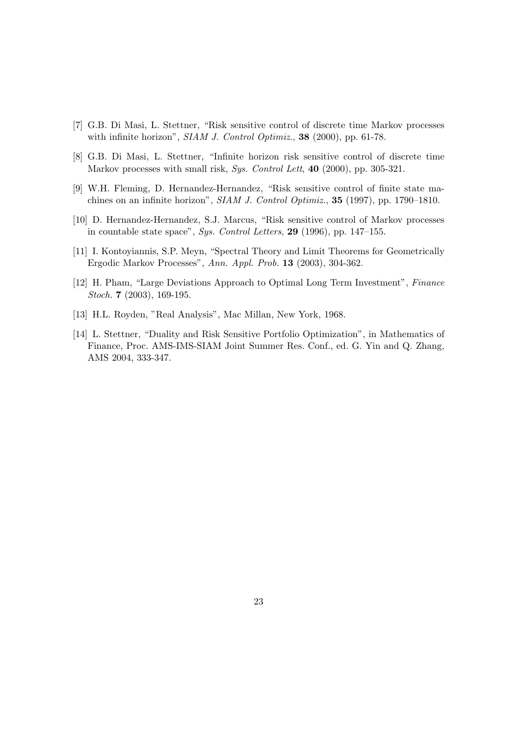[7] G.B. Di Masi, L. Stettner, "Risk sensitive control of discrete time Markov processes with infinite horizon", *SIAM J. Control Optimiz.*, **38** (2000), pp. 61-78.

[8] G.B. Di Masi, L. Stettner, "Infinite horizon risk sensitive control of discrete time Markov processes with small risk, *Sys. Control Lett*, **40** (2000), pp. 305-321.

[9] W.H. Fleming, D. Hernandez-Hernandez, "Risk sensitive control of finite state machines on an infinite horizon", *SIAM J. Control Optimiz.*, **35** (1997), pp. 1790–1810.

[10] D. Hernandez-Hernandez, S.J. Marcus, "Risk sensitive control of Markov processes in countable state space", *Sys. Control Letters*, **29** (1996), pp. 147–155.

[11] I. Kontoyiannis, S.P. Meyn, "Spectral Theory and Limit Theorems for Geometrically Ergodic Markov Processes", *Ann. Appl. Prob.* **13** (2003), 304-362.

[12] H. Pham, "Large Deviations Approach to Optimal Long Term Investment", *Finance Stoch.* **7** (2003), 169-195.

[13] H.L. Royden, "Real Analysis", Mac Millan, New York, 1968.

[14] L. Stettner, "Duality and Risk Sensitive Portfolio Optimization", in Mathematics of Finance, Proc. AMS-IMS-SIAM Joint Summer Res. Conf., ed. G. Yin and Q. Zhang, AMS 2004, 333-347.